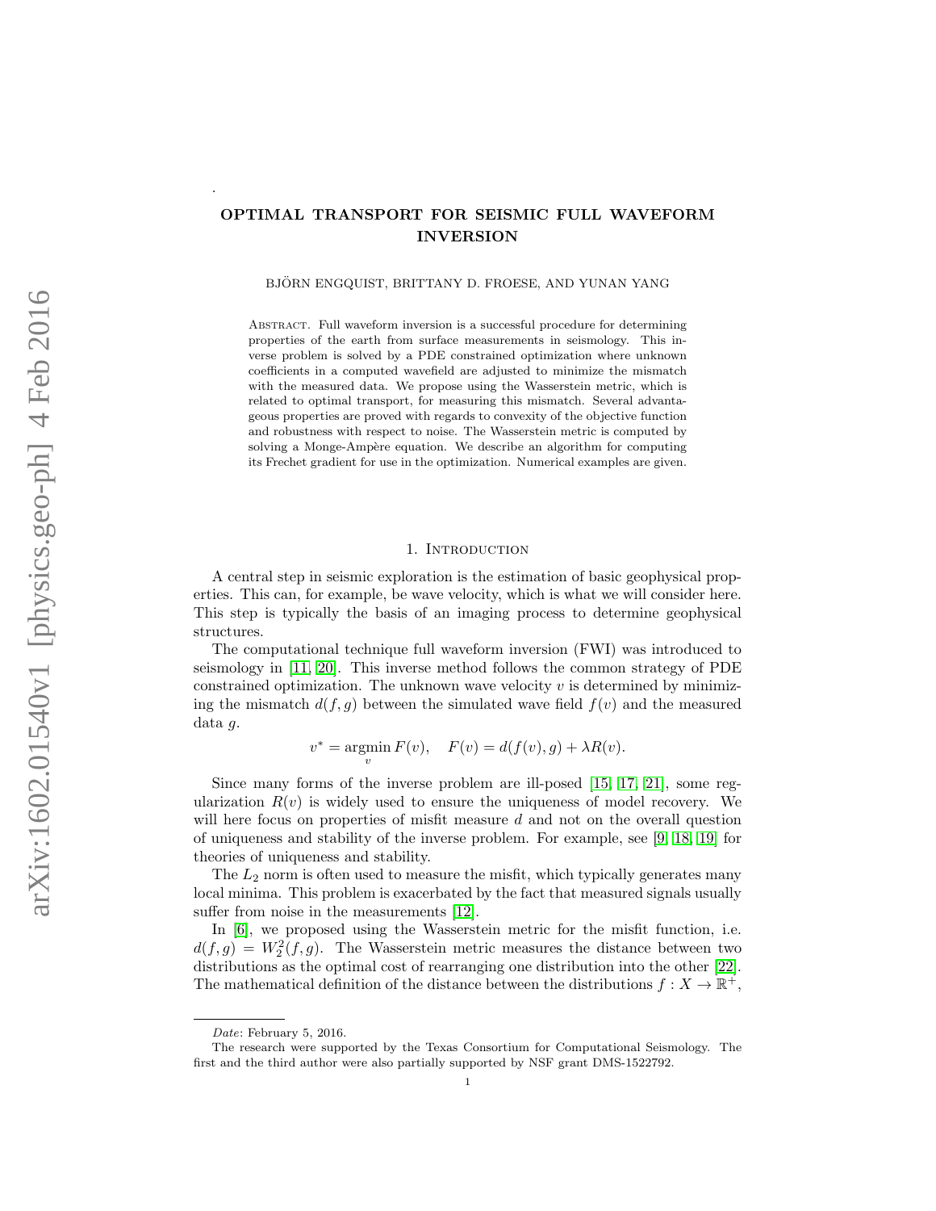# OPTIMAL TRANSPORT FOR SEISMIC FULL WAVEFORM INVERSION

BJÖRN ENGQUIST, BRITTANY D. FROESE, AND YUNAN YANG

Abstract. Full waveform inversion is a successful procedure for determining properties of the earth from surface measurements in seismology. This inverse problem is solved by a PDE constrained optimization where unknown coefficients in a computed wavefield are adjusted to minimize the mismatch with the measured data. We propose using the Wasserstein metric, which is related to optimal transport, for measuring this mismatch. Several advantageous properties are proved with regards to convexity of the objective function and robustness with respect to noise. The Wasserstein metric is computed by solving a Monge-Ampère equation. We describe an algorithm for computing its Frechet gradient for use in the optimization. Numerical examples are given.

## 1. Introduction

A central step in seismic exploration is the estimation of basic geophysical properties. This can, for example, be wave velocity, which is what we will consider here. This step is typically the basis of an imaging process to determine geophysical structures.

The computational technique full waveform inversion (FWI) was introduced to seismology in [11, 20]. This inverse method follows the common strategy of PDE constrained optimization. The unknown wave velocity $v$ is determined by minimizing the mismatch $d(f, g)$ between the simulated wave field $f(v)$ and the measured data $g$.

$$v^* = \underset{v}{\operatorname{argmin}}\, F(v), \quad F(v) = d(f(v), g) + \lambda R(v).$$

Since many forms of the inverse problem are ill-posed [15, 17, 21], some regularization $R(v)$ is widely used to ensure the uniqueness of model recovery. We will here focus on properties of misfit measure $d$ and not on the overall question of uniqueness and stability of the inverse problem. For example, see [9, 18, 19] for theories of uniqueness and stability.

The $L_2$ norm is often used to measure the misfit, which typically generates many local minima. This problem is exacerbated by the fact that measured signals usually suffer from noise in the measurements [12].

In [6], we proposed using the Wasserstein metric for the misfit function, i.e. $d(f, g) = W_2^2(f, g)$. The Wasserstein metric measures the distance between two distributions as the optimal cost of rearranging one distribution into the other [22]. The mathematical definition of the distance between the distributions $f : X \to \mathbb{R}^+$,

*Date*: February 5, 2016.

The research were supported by the Texas Consortium for Computational Seismology. The first and the third author were also partially supported by NSF grant DMS-1522792.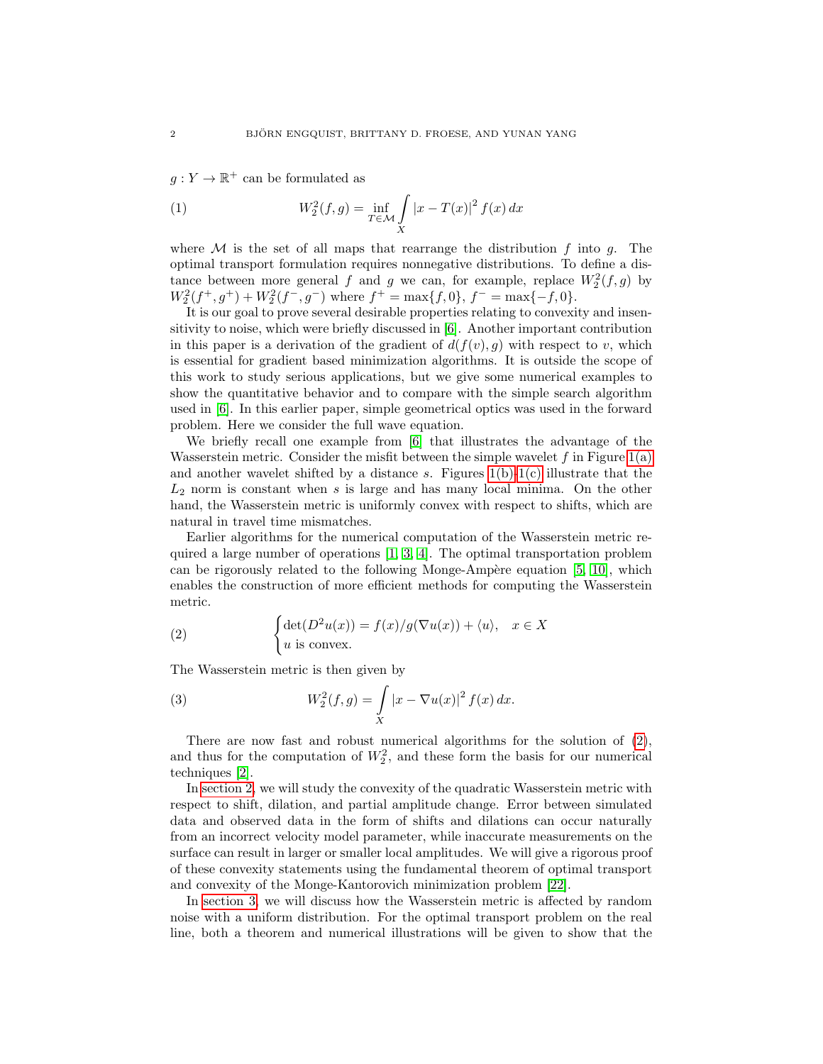$g : Y \to \mathbb{R}^+$ can be formulated as

$$W_2^2(f,g) = \inf_{T \in \mathcal{M}} \int_X |x - T(x)|^2 \, f(x) \, dx \tag{1}$$

where $\mathcal{M}$ is the set of all maps that rearrange the distribution $f$ into $g$. The optimal transport formulation requires nonnegative distributions. To define a distance between more general $f$ and $g$ we can, for example, replace $W_2^2(f,g)$ by $W_2^2(f^+, g^+) + W_2^2(f^-, g^-)$ where $f^+ = \max\{f, 0\}$, $f^- = \max\{-f, 0\}$.

It is our goal to prove several desirable properties relating to convexity and insensitivity to noise, which were briefly discussed in [6]. Another important contribution in this paper is a derivation of the gradient of $d(f(v), g)$ with respect to $v$, which is essential for gradient based minimization algorithms. It is outside the scope of this work to study serious applications, but we give some numerical examples to show the quantitative behavior and to compare with the simple search algorithm used in [6]. In this earlier paper, simple geometrical optics was used in the forward problem. Here we consider the full wave equation.

We briefly recall one example from [6] that illustrates the advantage of the Wasserstein metric. Consider the misfit between the simple wavelet $f$ in Figure 1(a) and another wavelet shifted by a distance $s$. Figures 1(b)–1(c) illustrate that the $L_2$ norm is constant when $s$ is large and has many local minima. On the other hand, the Wasserstein metric is uniformly convex with respect to shifts, which are natural in travel time mismatches.

Earlier algorithms for the numerical computation of the Wasserstein metric required a large number of operations [1, 3, 4]. The optimal transportation problem can be rigorously related to the following Monge-Ampère equation [5, 10], which enables the construction of more efficient methods for computing the Wasserstein metric.

$$\begin{cases} \det(D^2 u(x)) = f(x)/g(\nabla u(x)) + \langle u \rangle, & x \in X \\ u \text{ is convex.} \end{cases} \tag{2}$$

The Wasserstein metric is then given by

$$W_2^2(f,g) = \int_X |x - \nabla u(x)|^2 \, f(x) \, dx. \tag{3}$$

There are now fast and robust numerical algorithms for the solution of (2), and thus for the computation of $W_2^2$, and these form the basis for our numerical techniques [2].

In section 2, we will study the convexity of the quadratic Wasserstein metric with respect to shift, dilation, and partial amplitude change. Error between simulated data and observed data in the form of shifts and dilations can occur naturally from an incorrect velocity model parameter, while inaccurate measurements on the surface can result in larger or smaller local amplitudes. We will give a rigorous proof of these convexity statements using the fundamental theorem of optimal transport and convexity of the Monge-Kantorovich minimization problem [22].

In section 3, we will discuss how the Wasserstein metric is affected by random noise with a uniform distribution. For the optimal transport problem on the real line, both a theorem and numerical illustrations will be given to show that the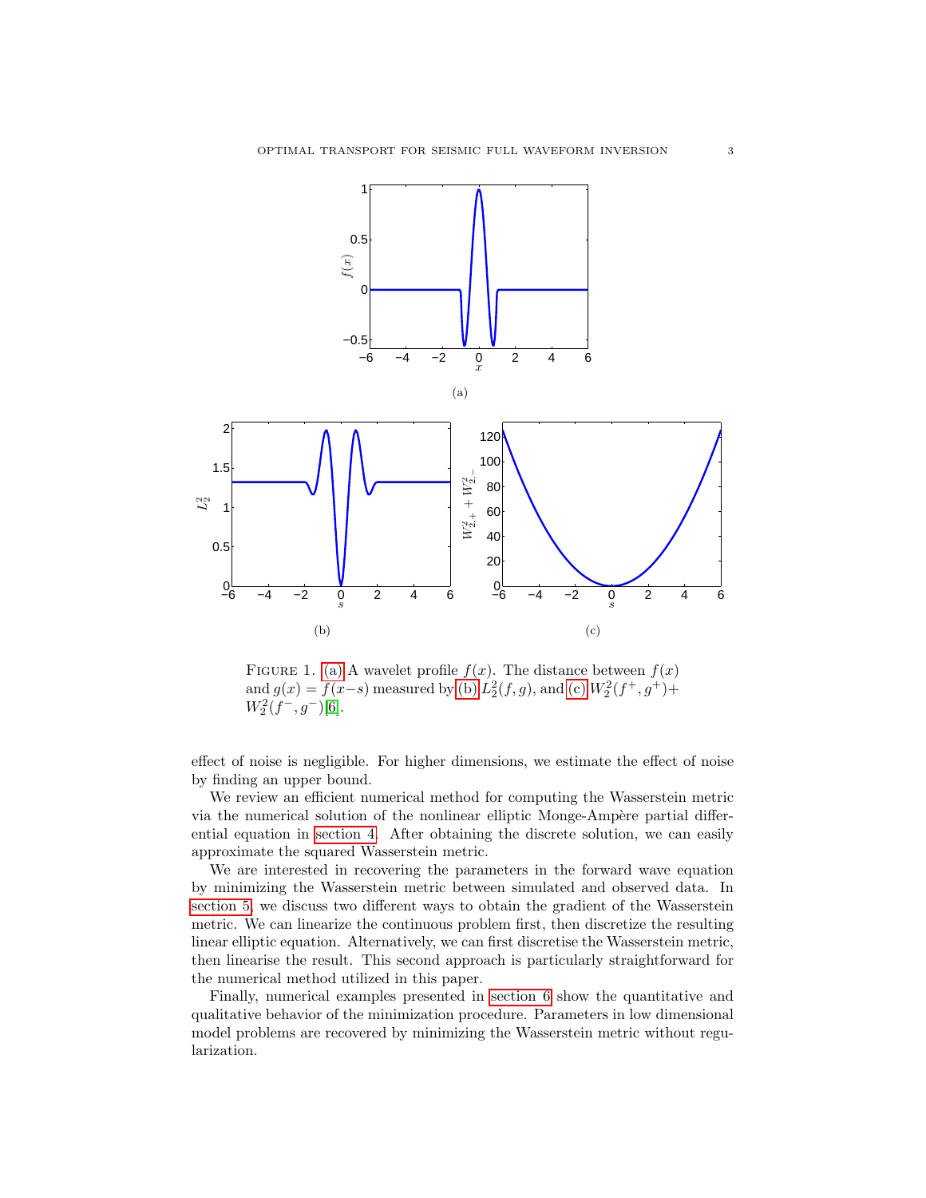FIGURE 1. (a) A wavelet profile $f(x)$. The distance between $f(x)$ and $g(x) = f(x-s)$ measured by (b) $L_2^2(f,g)$, and (c) $W_2^2(f^+,g^+)+W_2^2(f^-,g^-)$[6].

effect of noise is negligible. For higher dimensions, we estimate the effect of noise by finding an upper bound.

We review an efficient numerical method for computing the Wasserstein metric via the numerical solution of the nonlinear elliptic Monge-Ampère partial differential equation in section 4. After obtaining the discrete solution, we can easily approximate the squared Wasserstein metric.

We are interested in recovering the parameters in the forward wave equation by minimizing the Wasserstein metric between simulated and observed data. In section 5, we discuss two different ways to obtain the gradient of the Wasserstein metric. We can linearize the continuous problem first, then discretize the resulting linear elliptic equation. Alternatively, we can first discretise the Wasserstein metric, then linearise the result. This second approach is particularly straightforward for the numerical method utilized in this paper.

Finally, numerical examples presented in section 6 show the quantitative and qualitative behavior of the minimization procedure. Parameters in low dimensional model problems are recovered by minimizing the Wasserstein metric without regularization.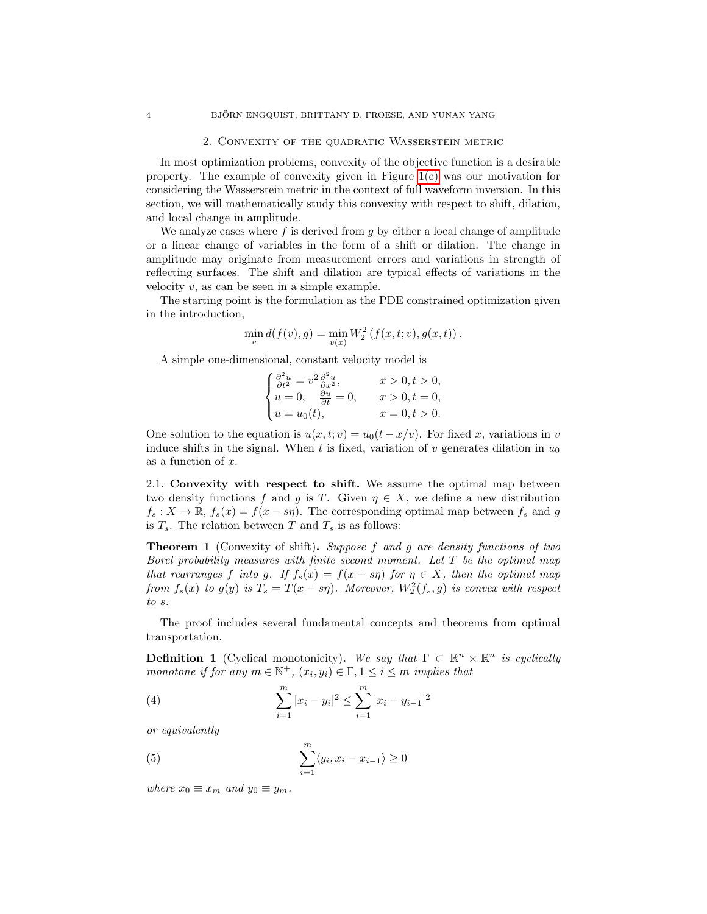## 2. Convexity of the quadratic Wasserstein metric

In most optimization problems, convexity of the objective function is a desirable property. The example of convexity given in Figure 1(c) was our motivation for considering the Wasserstein metric in the context of full waveform inversion. In this section, we will mathematically study this convexity with respect to shift, dilation, and local change in amplitude.

We analyze cases where $f$ is derived from $g$ by either a local change of amplitude or a linear change of variables in the form of a shift or dilation. The change in amplitude may originate from measurement errors and variations in strength of reflecting surfaces. The shift and dilation are typical effects of variations in the velocity $v$, as can be seen in a simple example.

The starting point is the formulation as the PDE constrained optimization given in the introduction,

$$\min_{v} d(f(v), g) = \min_{v(x)} W_2^2\left(f(x,t;v), g(x,t)\right).$$

A simple one-dimensional, constant velocity model is

$$\begin{cases} \frac{\partial^2 u}{\partial t^2} = v^2 \frac{\partial^2 u}{\partial x^2}, & x > 0, t > 0, \\ u = 0, \quad \frac{\partial u}{\partial t} = 0, & x > 0, t = 0, \\ u = u_0(t), & x = 0, t > 0. \end{cases}$$

One solution to the equation is $u(x,t;v) = u_0(t - x/v)$. For fixed $x$, variations in $v$ induce shifts in the signal. When $t$ is fixed, variation of $v$ generates dilation in $u_0$ as a function of $x$.

### 2.1. Convexity with respect to shift.

We assume the optimal map between two density functions $f$ and $g$ is $T$. Given $\eta \in X$, we define a new distribution $f_s : X \to \mathbb{R}$, $f_s(x) = f(x - s\eta)$. The corresponding optimal map between $f_s$ and $g$ is $T_s$. The relation between $T$ and $T_s$ is as follows:

**Theorem 1** (Convexity of shift)**.** *Suppose $f$ and $g$ are density functions of two Borel probability measures with finite second moment. Let $T$ be the optimal map that rearranges $f$ into $g$. If $f_s(x) = f(x - s\eta)$ for $\eta \in X$, then the optimal map from $f_s(x)$ to $g(y)$ is $T_s = T(x - s\eta)$. Moreover, $W_2^2(f_s, g)$ is convex with respect to $s$.*

The proof includes several fundamental concepts and theorems from optimal transportation.

**Definition 1** (Cyclical monotonicity)**.** *We say that $\Gamma \subset \mathbb{R}^n \times \mathbb{R}^n$ is cyclically monotone if for any $m \in \mathbb{N}^+$, $(x_i, y_i) \in \Gamma, 1 \leq i \leq m$ implies that*

$$\sum_{i=1}^{m} |x_i - y_i|^2 \leq \sum_{i=1}^{m} |x_i - y_{i-1}|^2 \tag{4}$$

*or equivalently*

$$\sum_{i=1}^{m} \langle y_i, x_i - x_{i-1} \rangle \geq 0 \tag{5}$$

*where $x_0 \equiv x_m$ and $y_0 \equiv y_m$.*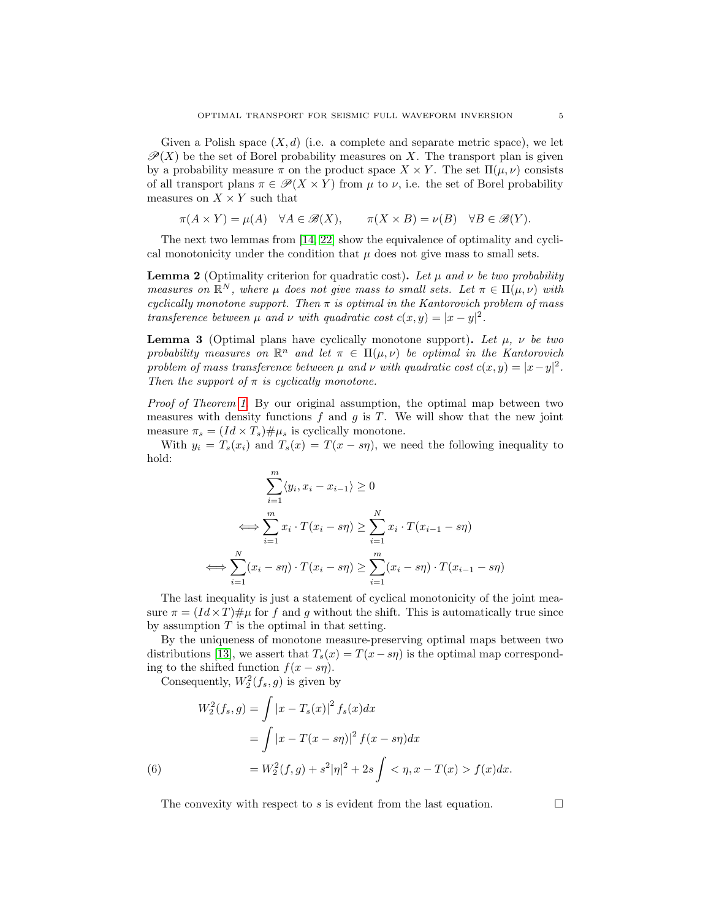Given a Polish space $(X, d)$ (i.e. a complete and separate metric space), we let $\mathscr{P}(X)$ be the set of Borel probability measures on $X$. The transport plan is given by a probability measure $\pi$ on the product space $X \times Y$. The set $\Pi(\mu, \nu)$ consists of all transport plans $\pi \in \mathscr{P}(X \times Y)$ from $\mu$ to $\nu$, i.e. the set of Borel probability measures on $X \times Y$ such that

$$\pi(A \times Y) = \mu(A) \quad \forall A \in \mathscr{B}(X), \qquad \pi(X \times B) = \nu(B) \quad \forall B \in \mathscr{B}(Y).$$

The next two lemmas from [14, 22] show the equivalence of optimality and cyclical monotonicity under the condition that $\mu$ does not give mass to small sets.

**Lemma 2** (Optimality criterion for quadratic cost)**.** *Let $\mu$ and $\nu$ be two probability measures on $\mathbb{R}^N$, where $\mu$ does not give mass to small sets. Let $\pi \in \Pi(\mu, \nu)$ with cyclically monotone support. Then $\pi$ is optimal in the Kantorovich problem of mass transference between $\mu$ and $\nu$ with quadratic cost $c(x, y) = |x - y|^2$.*

**Lemma 3** (Optimal plans have cyclically monotone support)**.** *Let $\mu$, $\nu$ be two probability measures on $\mathbb{R}^n$ and let $\pi \in \Pi(\mu, \nu)$ be optimal in the Kantorovich problem of mass transference between $\mu$ and $\nu$ with quadratic cost $c(x, y) = |x - y|^2$. Then the support of $\pi$ is cyclically monotone.*

*Proof of Theorem 1.* By our original assumption, the optimal map between two measures with density functions $f$ and $g$ is $T$. We will show that the new joint measure $\pi_s = (Id \times T_s)\#\mu_s$ is cyclically monotone.

With $y_i = T_s(x_i)$ and $T_s(x) = T(x - s\eta)$, we need the following inequality to hold:

$$\sum_{i=1}^{m} \langle y_i, x_i - x_{i-1} \rangle \geq 0$$

$$\Longleftrightarrow \sum_{i=1}^{m} x_i \cdot T(x_i - s\eta) \geq \sum_{i=1}^{N} x_i \cdot T(x_{i-1} - s\eta)$$

$$\Longleftrightarrow \sum_{i=1}^{N} (x_i - s\eta) \cdot T(x_i - s\eta) \geq \sum_{i=1}^{m} (x_i - s\eta) \cdot T(x_{i-1} - s\eta)$$

The last inequality is just a statement of cyclical monotonicity of the joint measure $\pi = (Id \times T)\#\mu$ for $f$ and $g$ without the shift. This is automatically true since by assumption $T$ is the optimal in that setting.

By the uniqueness of monotone measure-preserving optimal maps between two distributions [13], we assert that $T_s(x) = T(x - s\eta)$ is the optimal map corresponding to the shifted function $f(x - s\eta)$.

Consequently, $W_2^2(f_s, g)$ is given by

$$\begin{aligned}
W_2^2(f_s, g) &= \int |x - T_s(x)|^2 f_s(x) dx \\
&= \int |x - T(x - s\eta)|^2 f(x - s\eta) dx \\
&= W_2^2(f, g) + s^2|\eta|^2 + 2s \int < \eta, x - T(x) > f(x) dx.
\end{aligned} \tag{6}$$

The convexity with respect to $s$ is evident from the last equation. $\square$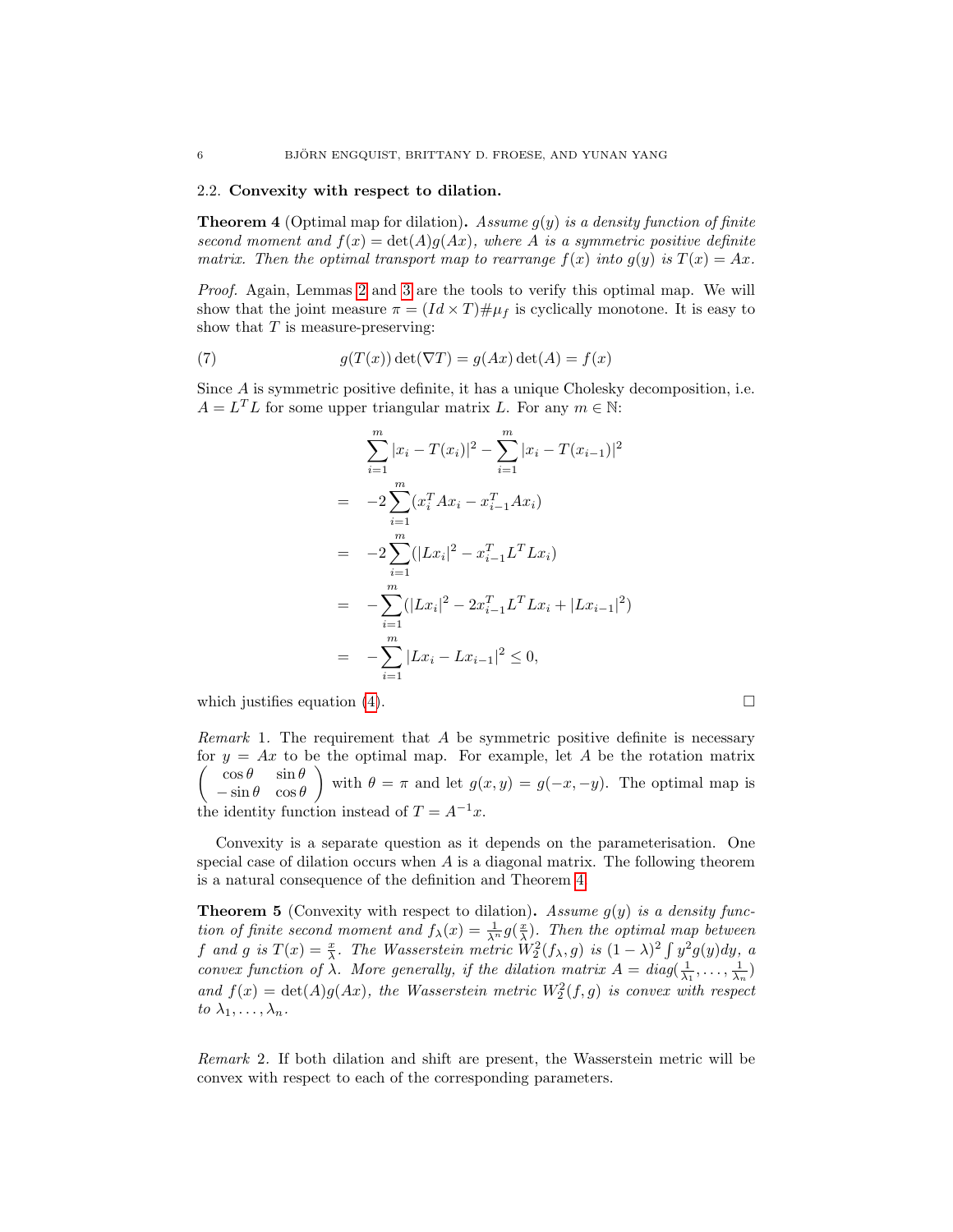### 2.2. **Convexity with respect to dilation.**

**Theorem 4** (Optimal map for dilation)**.** *Assume $g(y)$ is a density function of finite second moment and $f(x) = \det(A)g(Ax)$, where $A$ is a symmetric positive definite matrix. Then the optimal transport map to rearrange $f(x)$ into $g(y)$ is $T(x) = Ax$.*

*Proof.* Again, Lemmas 2 and 3 are the tools to verify this optimal map. We will show that the joint measure $\pi = (Id \times T)\#\mu_f$ is cyclically monotone. It is easy to show that $T$ is measure-preserving:

$$g(T(x))\det(\nabla T) = g(Ax)\det(A) = f(x) \tag{7}$$

Since $A$ is symmetric positive definite, it has a unique Cholesky decomposition, i.e. $A = L^T L$ for some upper triangular matrix $L$. For any $m \in \mathbb{N}$:

$$
\begin{aligned}
& \sum_{i=1}^{m} |x_i - T(x_i)|^2 - \sum_{i=1}^{m} |x_i - T(x_{i-1})|^2 \\
= \quad & -2\sum_{i=1}^{m}(x_i^T A x_i - x_{i-1}^T A x_i) \\
= \quad & -2\sum_{i=1}^{m}(|Lx_i|^2 - x_{i-1}^T L^T L x_i) \\
= \quad & -\sum_{i=1}^{m}(|Lx_i|^2 - 2x_{i-1}^T L^T L x_i + |Lx_{i-1}|^2) \\
= \quad & -\sum_{i=1}^{m}|Lx_i - Lx_{i-1}|^2 \leq 0,
\end{aligned}
$$

which justifies equation (4). $\square$

*Remark* 1. The requirement that $A$ be symmetric positive definite is necessary for $y = Ax$ to be the optimal map. For example, let $A$ be the rotation matrix $\begin{pmatrix} \cos\theta & \sin\theta \\ -\sin\theta & \cos\theta \end{pmatrix}$ with $\theta = \pi$ and let $g(x, y) = g(-x, -y)$. The optimal map is the identity function instead of $T = A^{-1}x$.

Convexity is a separate question as it depends on the parameterisation. One special case of dilation occurs when $A$ is a diagonal matrix. The following theorem is a natural consequence of the definition and Theorem 4.

**Theorem 5** (Convexity with respect to dilation)**.** *Assume $g(y)$ is a density function of finite second moment and $f_\lambda(x) = \frac{1}{\lambda^n} g(\frac{x}{\lambda})$. Then the optimal map between $f$ and $g$ is $T(x) = \frac{x}{\lambda}$. The Wasserstein metric $W_2^2(f_\lambda, g)$ is $(1-\lambda)^2 \int y^2 g(y)dy$, a convex function of $\lambda$. More generally, if the dilation matrix $A = diag(\frac{1}{\lambda_1}, \ldots, \frac{1}{\lambda_n})$ and $f(x) = \det(A)g(Ax)$, the Wasserstein metric $W_2^2(f, g)$ is convex with respect to $\lambda_1, \ldots, \lambda_n$.*

*Remark* 2. If both dilation and shift are present, the Wasserstein metric will be convex with respect to each of the corresponding parameters.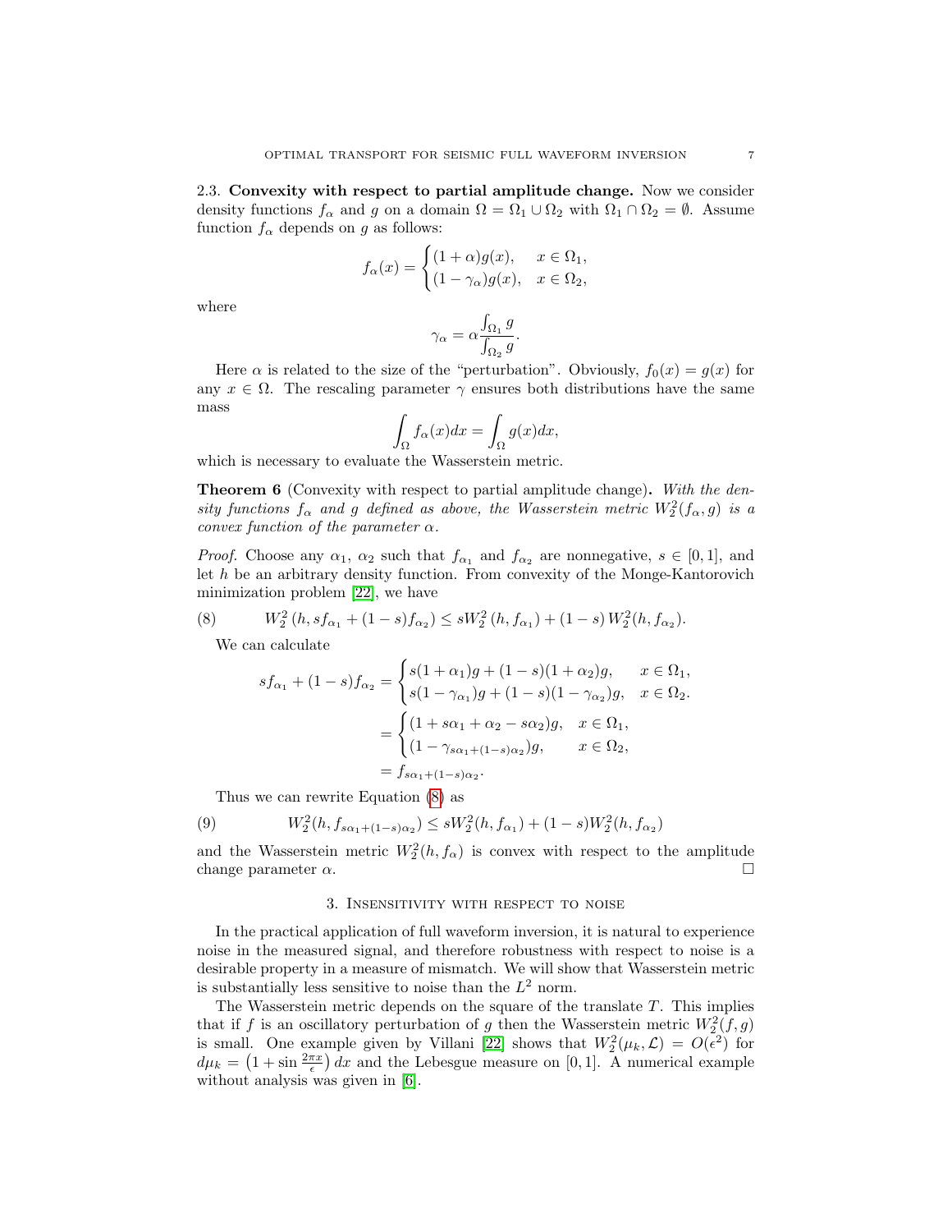### 2.3. Convexity with respect to partial amplitude change.

Now we consider density functions $f_\alpha$ and $g$ on a domain $\Omega = \Omega_1 \cup \Omega_2$ with $\Omega_1 \cap \Omega_2 = \emptyset$. Assume function $f_\alpha$ depends on $g$ as follows:

$$f_\alpha(x) = \begin{cases} (1+\alpha)g(x), & x \in \Omega_1, \\ (1-\gamma_\alpha)g(x), & x \in \Omega_2, \end{cases}$$

where

$$\gamma_\alpha = \alpha \frac{\int_{\Omega_1} g}{\int_{\Omega_2} g}.$$

Here $\alpha$ is related to the size of the "perturbation". Obviously, $f_0(x) = g(x)$ for any $x \in \Omega$. The rescaling parameter $\gamma$ ensures both distributions have the same mass

$$\int_\Omega f_\alpha(x)dx = \int_\Omega g(x)dx,$$

which is necessary to evaluate the Wasserstein metric.

**Theorem 6** (Convexity with respect to partial amplitude change)**.** *With the density functions $f_\alpha$ and $g$ defined as above, the Wasserstein metric $W_2^2(f_\alpha, g)$ is a convex function of the parameter $\alpha$.*

*Proof.* Choose any $\alpha_1$, $\alpha_2$ such that $f_{\alpha_1}$ and $f_{\alpha_2}$ are nonnegative, $s \in [0,1]$, and let $h$ be an arbitrary density function. From convexity of the Monge-Kantorovich minimization problem [22], we have

$$W_2^2\left(h, sf_{\alpha_1} + (1-s)f_{\alpha_2}\right) \le sW_2^2\left(h, f_{\alpha_1}\right) + (1-s)\, W_2^2(h, f_{\alpha_2}). \tag{8}$$

We can calculate

$$\begin{aligned} sf_{\alpha_1} + (1-s)f_{\alpha_2} &= \begin{cases} s(1+\alpha_1)g + (1-s)(1+\alpha_2)g, & x \in \Omega_1, \\ s(1-\gamma_{\alpha_1})g + (1-s)(1-\gamma_{\alpha_2})g, & x \in \Omega_2. \end{cases} \\ &= \begin{cases} (1+s\alpha_1 + \alpha_2 - s\alpha_2)g, & x \in \Omega_1, \\ (1-\gamma_{s\alpha_1+(1-s)\alpha_2})g, & x \in \Omega_2, \end{cases} \\ &= f_{s\alpha_1+(1-s)\alpha_2}. \end{aligned}$$

Thus we can rewrite Equation (8) as

$$W_2^2(h, f_{s\alpha_1+(1-s)\alpha_2}) \le sW_2^2(h, f_{\alpha_1}) + (1-s)W_2^2(h, f_{\alpha_2}) \tag{9}$$

and the Wasserstein metric $W_2^2(h, f_\alpha)$ is convex with respect to the amplitude change parameter $\alpha$. □

## 3. Insensitivity with respect to noise

In the practical application of full waveform inversion, it is natural to experience noise in the measured signal, and therefore robustness with respect to noise is a desirable property in a measure of mismatch. We will show that Wasserstein metric is substantially less sensitive to noise than the $L^2$ norm.

The Wasserstein metric depends on the square of the translate $T$. This implies that if $f$ is an oscillatory perturbation of $g$ then the Wasserstein metric $W_2^2(f,g)$ is small. One example given by Villani [22] shows that $W_2^2(\mu_k, \mathcal{L}) = O(\epsilon^2)$ for $d\mu_k = \left(1 + \sin\frac{2\pi x}{\epsilon}\right)dx$ and the Lebesgue measure on $[0,1]$. A numerical example without analysis was given in [6].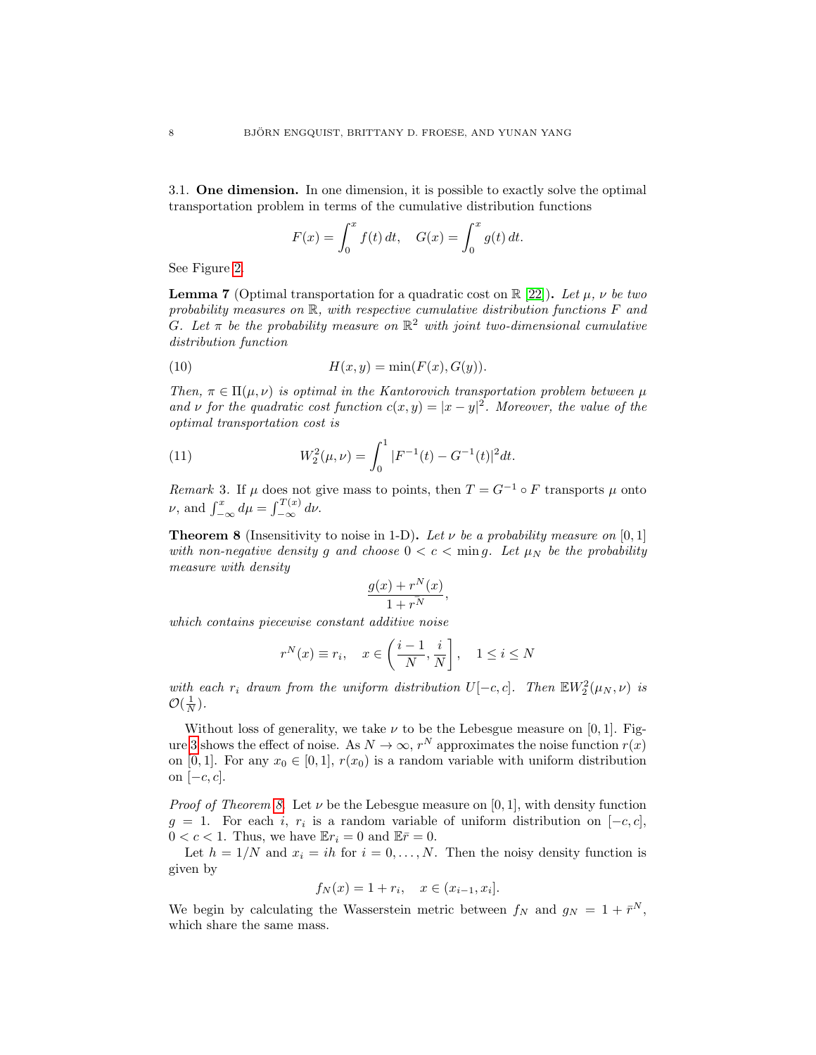3.1. **One dimension.** In one dimension, it is possible to exactly solve the optimal transportation problem in terms of the cumulative distribution functions

$$F(x) = \int_0^x f(t)\, dt, \quad G(x) = \int_0^x g(t)\, dt.$$

See Figure 2.

**Lemma 7** (Optimal transportation for a quadratic cost on $\mathbb{R}$ [22])**.** *Let $\mu$, $\nu$ be two probability measures on $\mathbb{R}$, with respective cumulative distribution functions $F$ and $G$. Let $\pi$ be the probability measure on $\mathbb{R}^2$ with joint two-dimensional cumulative distribution function*

$$H(x, y) = \min(F(x), G(y)). \tag{10}$$

*Then, $\pi \in \Pi(\mu, \nu)$ is optimal in the Kantorovich transportation problem between $\mu$ and $\nu$ for the quadratic cost function $c(x, y) = |x - y|^2$. Moreover, the value of the optimal transportation cost is*

$$W_2^2(\mu, \nu) = \int_0^1 |F^{-1}(t) - G^{-1}(t)|^2 dt. \tag{11}$$

*Remark* 3. If $\mu$ does not give mass to points, then $T = G^{-1} \circ F$ transports $\mu$ onto $\nu$, and $\int_{-\infty}^x d\mu = \int_{-\infty}^{T(x)} d\nu$.

**Theorem 8** (Insensitivity to noise in 1-D)**.** *Let $\nu$ be a probability measure on $[0, 1]$ with non-negative density $g$ and choose $0 < c < \min g$. Let $\mu_N$ be the probability measure with density*

$$\frac{g(x) + r^N(x)}{1 + \bar{r}^N},$$

*which contains piecewise constant additive noise*

$$r^N(x) \equiv r_i, \quad x \in \left(\frac{i-1}{N}, \frac{i}{N}\right], \quad 1 \le i \le N$$

*with each $r_i$ drawn from the uniform distribution $U[-c, c]$. Then $\mathbb{E}W_2^2(\mu_N, \nu)$ is $\mathcal{O}(\frac{1}{N})$.*

Without loss of generality, we take $\nu$ to be the Lebesgue measure on $[0, 1]$. Figure 3 shows the effect of noise. As $N \to \infty$, $r^N$ approximates the noise function $r(x)$ on $[0, 1]$. For any $x_0 \in [0, 1]$, $r(x_0)$ is a random variable with uniform distribution on $[-c, c]$.

*Proof of Theorem 8.* Let $\nu$ be the Lebesgue measure on $[0, 1]$, with density function $g = 1$. For each $i$, $r_i$ is a random variable of uniform distribution on $[-c, c]$, $0 < c < 1$. Thus, we have $\mathbb{E}r_i = 0$ and $\mathbb{E}\bar{r} = 0$.

Let $h = 1/N$ and $x_i = ih$ for $i = 0, \ldots, N$. Then the noisy density function is given by

$$f_N(x) = 1 + r_i, \quad x \in (x_{i-1}, x_i].$$

We begin by calculating the Wasserstein metric between $f_N$ and $g_N = 1 + \bar{r}^N$, which share the same mass.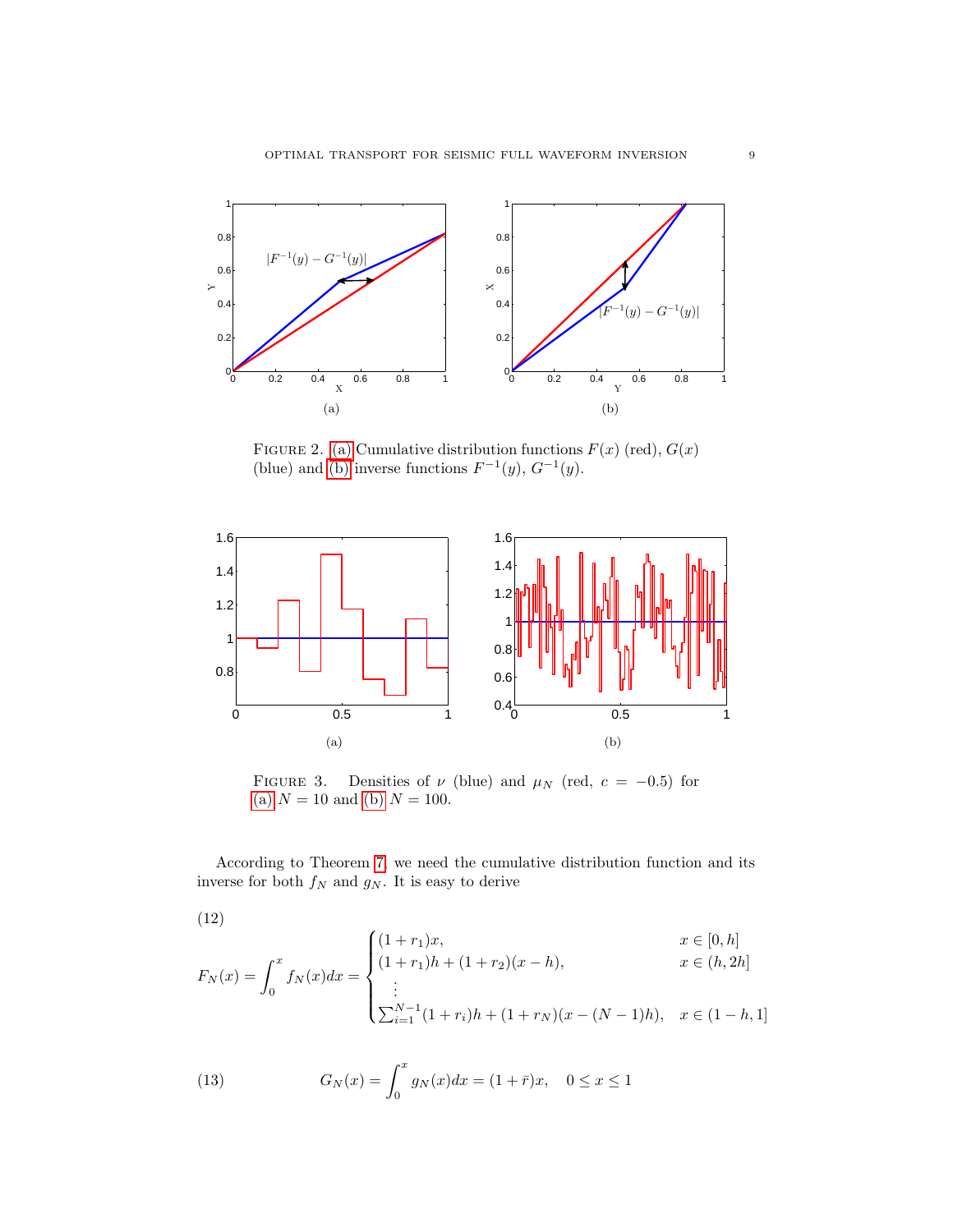FIGURE 2. (a) Cumulative distribution functions $F(x)$ (red), $G(x)$ (blue) and (b) inverse functions $F^{-1}(y)$, $G^{-1}(y)$.

FIGURE 3. Densities of $\nu$ (blue) and $\mu_N$ (red, $c = -0.5$) for (a) $N = 10$ and (b) $N = 100$.

According to Theorem 7, we need the cumulative distribution function and its inverse for both $f_N$ and $g_N$. It is easy to derive

(12)

$$F_N(x) = \int_0^x f_N(x)dx = \begin{cases} (1+r_1)x, & x \in [0,h] \\ (1+r_1)h + (1+r_2)(x-h), & x \in (h, 2h] \\ \quad \vdots & \\ \sum_{i=1}^{N-1}(1+r_i)h + (1+r_N)(x-(N-1)h), & x \in (1-h, 1] \end{cases}$$

$$G_N(x) = \int_0^x g_N(x)dx = (1+\bar{r})x, \quad 0 \le x \le 1 \tag{13}$$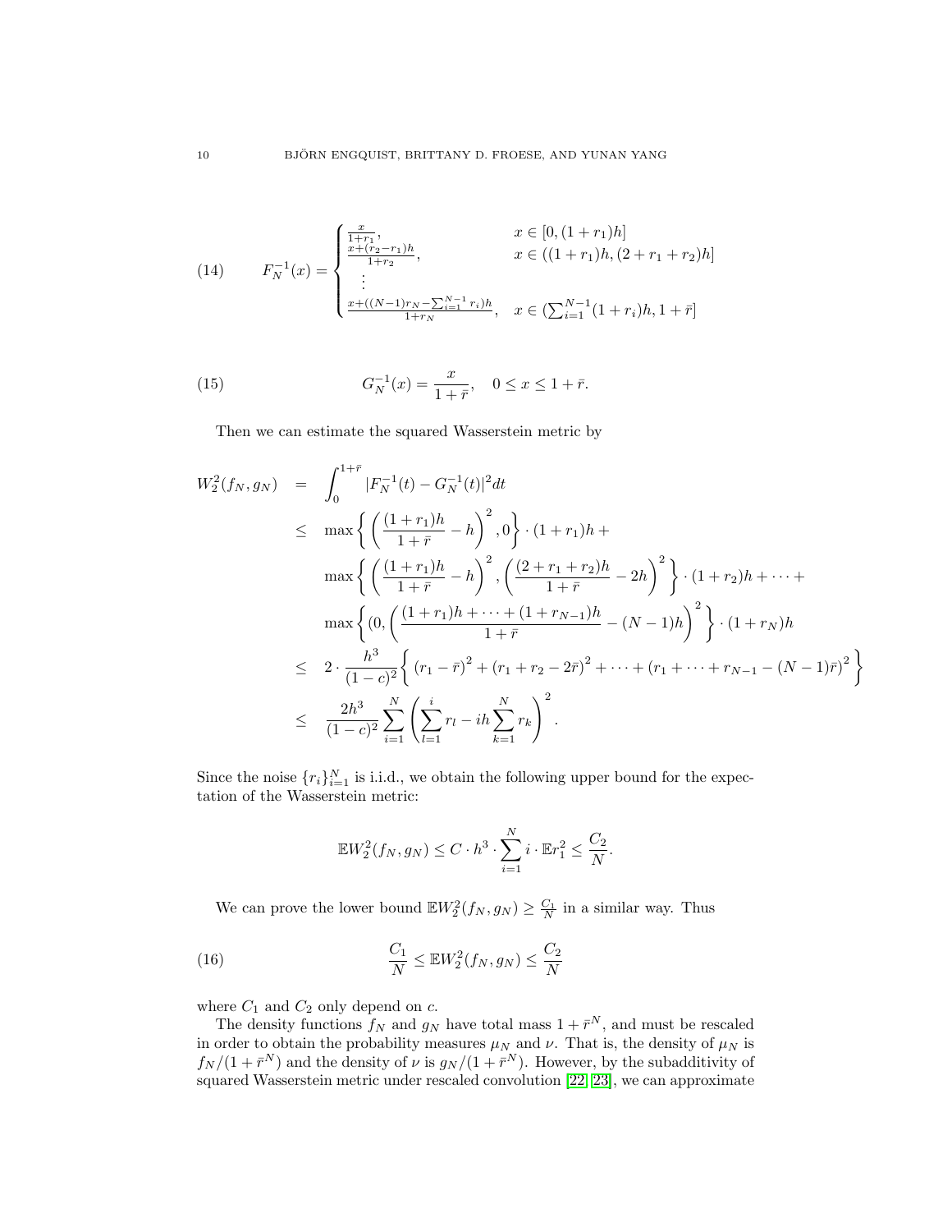$$
F_N^{-1}(x) = \begin{cases} \frac{x}{1+r_1}, & x \in [0, (1+r_1)h] \\ \frac{x+(r_2-r_1)h}{1+r_2}, & x \in ((1+r_1)h, (2+r_1+r_2)h] \\ \vdots & \\ \frac{x+((N-1)r_N - \sum_{i=1}^{N-1} r_i)h}{1+r_N}, & x \in (\sum_{i=1}^{N-1}(1+r_i)h, 1+\bar{r}] \end{cases} \tag{14}
$$

$$
G_N^{-1}(x) = \frac{x}{1+\bar{r}}, \quad 0 \le x \le 1+\bar{r}. \tag{15}
$$

Then we can estimate the squared Wasserstein metric by

$$
\begin{aligned}
W_2^2(f_N, g_N) &= \int_0^{1+\bar{r}} |F_N^{-1}(t) - G_N^{-1}(t)|^2 dt \\
&\le \max\left\{ \left( \frac{(1+r_1)h}{1+\bar{r}} - h \right)^2, 0 \right\} \cdot (1+r_1)h + \\
&\quad \max\left\{ \left( \frac{(1+r_1)h}{1+\bar{r}} - h \right)^2, \left( \frac{(2+r_1+r_2)h}{1+\bar{r}} - 2h \right)^2 \right\} \cdot (1+r_2)h + \cdots + \\
&\quad \max\left\{ (0, \left( \frac{(1+r_1)h + \cdots + (1+r_{N-1})h}{1+\bar{r}} - (N-1)h \right)^2 \right\} \cdot (1+r_N)h \\
&\le 2 \cdot \frac{h^3}{(1-c)^2} \left\{ (r_1 - \bar{r})^2 + (r_1 + r_2 - 2\bar{r})^2 + \cdots + (r_1 + \cdots + r_{N-1} - (N-1)\bar{r})^2 \right\} \\
&\le \frac{2h^3}{(1-c)^2} \sum_{i=1}^N \left( \sum_{l=1}^i r_l - ih \sum_{k=1}^N r_k \right)^2 .
\end{aligned}
$$

Since the noise $\{r_i\}_{i=1}^N$ is i.i.d., we obtain the following upper bound for the expectation of the Wasserstein metric:

$$
\mathbb{E} W_2^2(f_N, g_N) \le C \cdot h^3 \cdot \sum_{i=1}^N i \cdot \mathbb{E} r_1^2 \le \frac{C_2}{N}.
$$

We can prove the lower bound $\mathbb{E} W_2^2(f_N, g_N) \ge \frac{C_1}{N}$ in a similar way. Thus

$$
\frac{C_1}{N} \le \mathbb{E} W_2^2(f_N, g_N) \le \frac{C_2}{N} \tag{16}
$$

where $C_1$ and $C_2$ only depend on $c$.

The density functions $f_N$ and $g_N$ have total mass $1+\bar{r}^N$, and must be rescaled in order to obtain the probability measures $\mu_N$ and $\nu$. That is, the density of $\mu_N$ is $f_N/(1+\bar{r}^N)$ and the density of $\nu$ is $g_N/(1+\bar{r}^N)$. However, by the subadditivity of squared Wasserstein metric under rescaled convolution [22, 23], we can approximate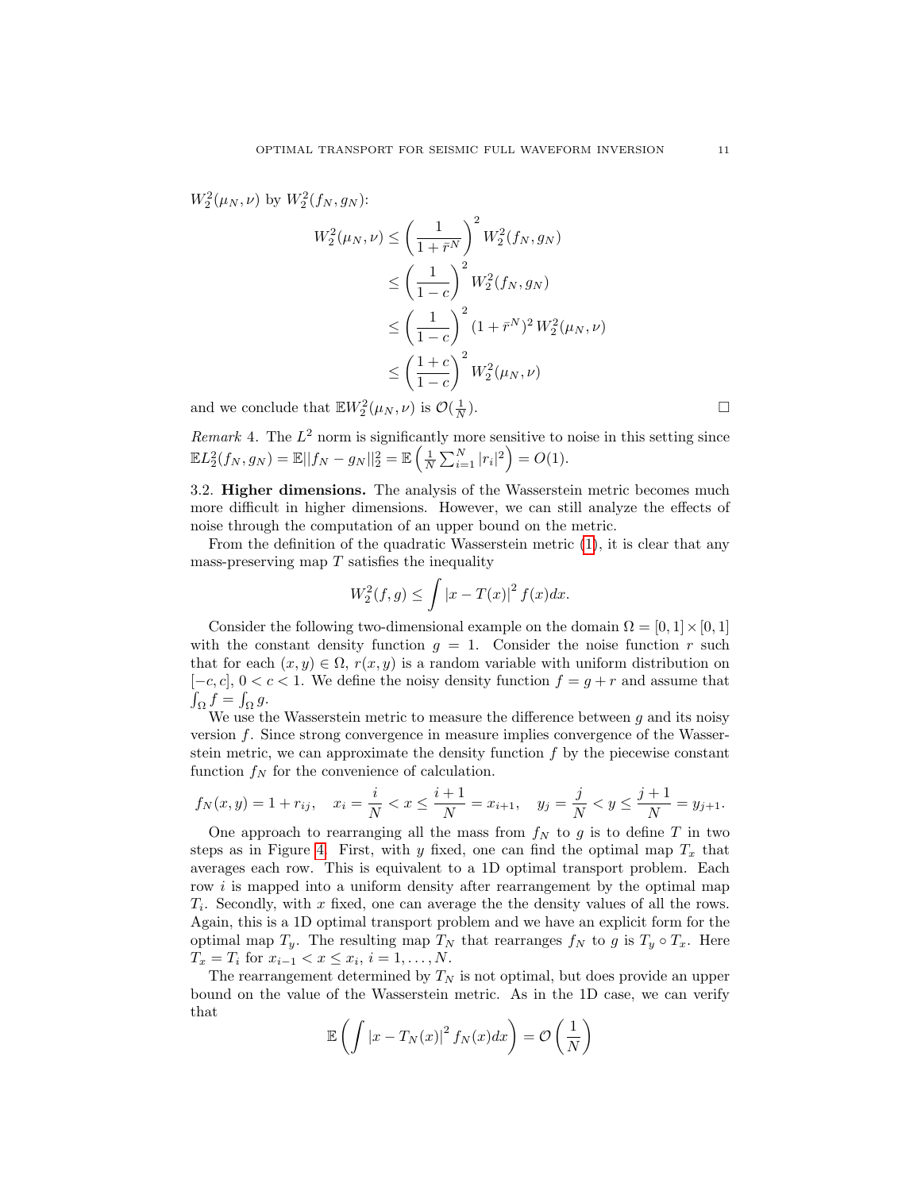$W_2^2(\mu_N, \nu)$ by $W_2^2(f_N, g_N)$:

$$
\begin{aligned}
W_2^2(\mu_N, \nu) &\leq \left(\frac{1}{1+\bar{r}^N}\right)^2 W_2^2(f_N, g_N) \\
&\leq \left(\frac{1}{1-c}\right)^2 W_2^2(f_N, g_N) \\
&\leq \left(\frac{1}{1-c}\right)^2 (1+\bar{r}^N)^2 \, W_2^2(\mu_N, \nu) \\
&\leq \left(\frac{1+c}{1-c}\right)^2 W_2^2(\mu_N, \nu)
\end{aligned}
$$

and we conclude that $\mathbb{E}W_2^2(\mu_N, \nu)$ is $\mathcal{O}(\frac{1}{N})$. □

*Remark* 4. The $L^2$ norm is significantly more sensitive to noise in this setting since $\mathbb{E}L_2^2(f_N, g_N) = \mathbb{E}||f_N - g_N||_2^2 = \mathbb{E}\left(\frac{1}{N}\sum_{i=1}^N |r_i|^2\right) = O(1)$.

3.2. **Higher dimensions.** The analysis of the Wasserstein metric becomes much more difficult in higher dimensions. However, we can still analyze the effects of noise through the computation of an upper bound on the metric.

From the definition of the quadratic Wasserstein metric (1), it is clear that any mass-preserving map $T$ satisfies the inequality

$$
W_2^2(f, g) \leq \int |x - T(x)|^2 f(x) dx.
$$

Consider the following two-dimensional example on the domain $\Omega = [0,1] \times [0,1]$ with the constant density function $g = 1$. Consider the noise function $r$ such that for each $(x, y) \in \Omega$, $r(x, y)$ is a random variable with uniform distribution on $[-c, c]$, $0 < c < 1$. We define the noisy density function $f = g + r$ and assume that $\int_\Omega f = \int_\Omega g$.

We use the Wasserstein metric to measure the difference between $g$ and its noisy version $f$. Since strong convergence in measure implies convergence of the Wasserstein metric, we can approximate the density function $f$ by the piecewise constant function $f_N$ for the convenience of calculation.

$$
f_N(x, y) = 1 + r_{ij}, \quad x_i = \frac{i}{N} < x \leq \frac{i+1}{N} = x_{i+1}, \quad y_j = \frac{j}{N} < y \leq \frac{j+1}{N} = y_{j+1}.
$$

One approach to rearranging all the mass from $f_N$ to $g$ is to define $T$ in two steps as in Figure 4. First, with $y$ fixed, one can find the optimal map $T_x$ that averages each row. This is equivalent to a 1D optimal transport problem. Each row $i$ is mapped into a uniform density after rearrangement by the optimal map $T_i$. Secondly, with $x$ fixed, one can average the the density values of all the rows. Again, this is a 1D optimal transport problem and we have an explicit form for the optimal map $T_y$. The resulting map $T_N$ that rearranges $f_N$ to $g$ is $T_y \circ T_x$. Here $T_x = T_i$ for $x_{i-1} < x \leq x_i$, $i = 1, \ldots, N$.

The rearrangement determined by $T_N$ is not optimal, but does provide an upper bound on the value of the Wasserstein metric. As in the 1D case, we can verify that

$$
\mathbb{E}\left(\int |x - T_N(x)|^2 f_N(x) dx\right) = \mathcal{O}\left(\frac{1}{N}\right)
$$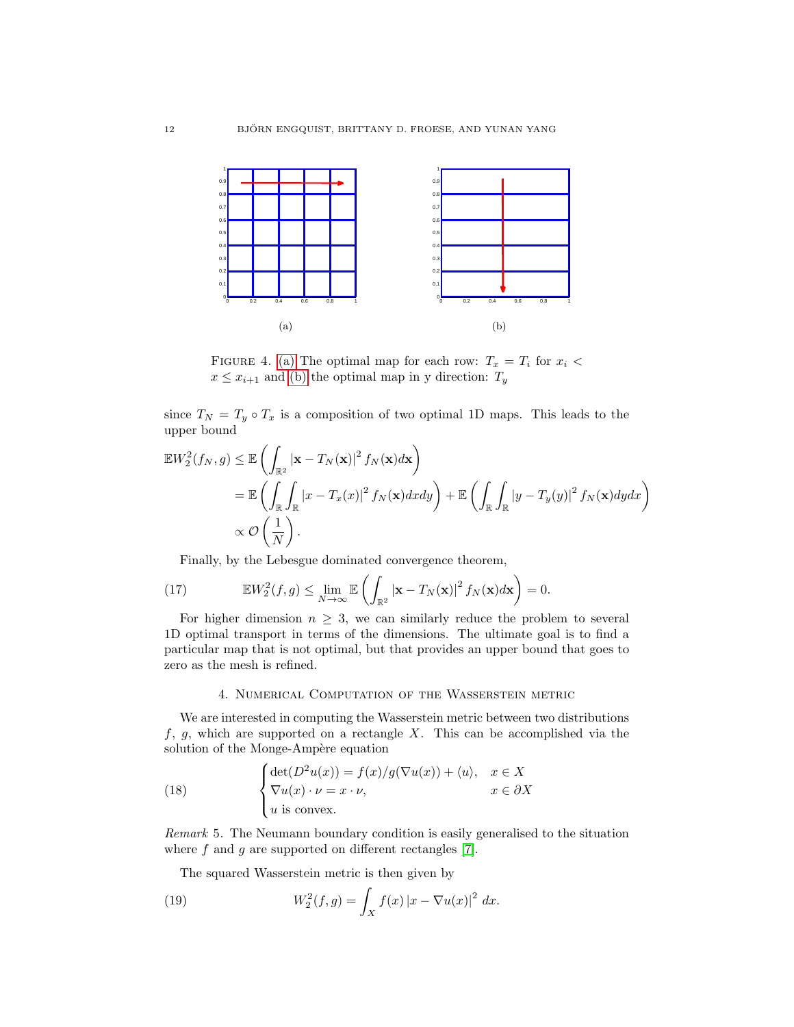(a)

(b)

FIGURE 4. (a) The optimal map for each row: $T_x = T_i$ for $x_i < x \le x_{i+1}$ and (b) the optimal map in y direction: $T_y$

since $T_N = T_y \circ T_x$ is a composition of two optimal 1D maps. This leads to the upper bound

$$
\begin{aligned}
\mathbb{E}W_2^2(f_N, g) &\le \mathbb{E}\left(\int_{\mathbb{R}^2} |\mathbf{x} - T_N(\mathbf{x})|^2 f_N(\mathbf{x}) d\mathbf{x}\right) \\
&= \mathbb{E}\left(\int_{\mathbb{R}}\int_{\mathbb{R}} |x - T_x(x)|^2 f_N(\mathbf{x}) dx dy\right) + \mathbb{E}\left(\int_{\mathbb{R}}\int_{\mathbb{R}} |y - T_y(y)|^2 f_N(\mathbf{x}) dy dx\right) \\
&\propto \mathcal{O}\left(\frac{1}{N}\right).
\end{aligned}
$$

Finally, by the Lebesgue dominated convergence theorem,

$$
\mathbb{E}W_2^2(f, g) \le \lim_{N\to\infty} \mathbb{E}\left(\int_{\mathbb{R}^2} |\mathbf{x} - T_N(\mathbf{x})|^2 f_N(\mathbf{x}) d\mathbf{x}\right) = 0. \tag{17}
$$

For higher dimension $n \ge 3$, we can similarly reduce the problem to several 1D optimal transport in terms of the dimensions. The ultimate goal is to find a particular map that is not optimal, but that provides an upper bound that goes to zero as the mesh is refined.

## 4. Numerical Computation of the Wasserstein metric

We are interested in computing the Wasserstein metric between two distributions $f$, $g$, which are supported on a rectangle $X$. This can be accomplished via the solution of the Monge-Ampère equation

$$
\begin{cases}
\det(D^2 u(x)) = f(x)/g(\nabla u(x)) + \langle u \rangle, & x \in X \\
\nabla u(x) \cdot \nu = x \cdot \nu, & x \in \partial X \\
u \text{ is convex.}
\end{cases} \tag{18}
$$

*Remark* 5. The Neumann boundary condition is easily generalised to the situation where $f$ and $g$ are supported on different rectangles [7].

The squared Wasserstein metric is then given by

$$
W_2^2(f, g) = \int_X f(x) |x - \nabla u(x)|^2 \, dx. \tag{19}
$$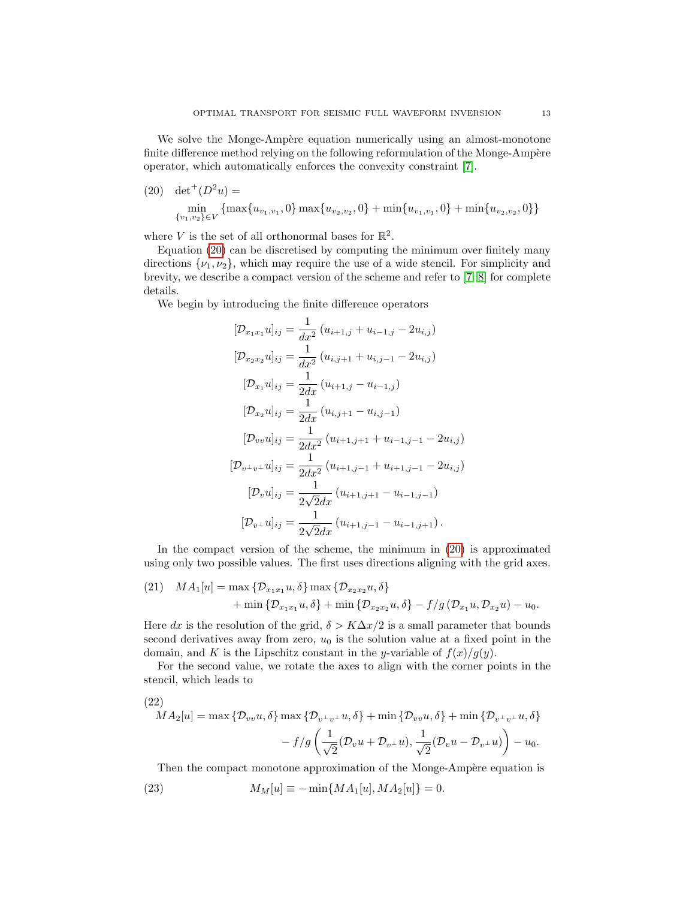We solve the Monge-Ampère equation numerically using an almost-monotone finite difference method relying on the following reformulation of the Monge-Ampère operator, which automatically enforces the convexity constraint [7].

$$
\det{}^+(D^2u) = \min_{\{v_1,v_2\}\in V} \{\max\{u_{v_1,v_1}, 0\}\max\{u_{v_2,v_2}, 0\} + \min\{u_{v_1,v_1}, 0\} + \min\{u_{v_2,v_2}, 0\}\} \tag{20}
$$

where $V$ is the set of all orthonormal bases for $\mathbb{R}^2$.

Equation (20) can be discretised by computing the minimum over finitely many directions $\{\nu_1, \nu_2\}$, which may require the use of a wide stencil. For simplicity and brevity, we describe a compact version of the scheme and refer to [7, 8] for complete details.

We begin by introducing the finite difference operators

$$
\begin{aligned}
[\mathcal{D}_{x_1x_1}u]_{ij} &= \frac{1}{dx^2}\left(u_{i+1,j} + u_{i-1,j} - 2u_{i,j}\right)\\
[\mathcal{D}_{x_2x_2}u]_{ij} &= \frac{1}{dx^2}\left(u_{i,j+1} + u_{i,j-1} - 2u_{i,j}\right)\\
[\mathcal{D}_{x_1}u]_{ij} &= \frac{1}{2dx}\left(u_{i+1,j} - u_{i-1,j}\right)\\
[\mathcal{D}_{x_2}u]_{ij} &= \frac{1}{2dx}\left(u_{i,j+1} - u_{i,j-1}\right)\\
[\mathcal{D}_{vv}u]_{ij} &= \frac{1}{2dx^2}\left(u_{i+1,j+1} + u_{i-1,j-1} - 2u_{i,j}\right)\\
[\mathcal{D}_{v^\perp v^\perp}u]_{ij} &= \frac{1}{2dx^2}\left(u_{i+1,j-1} + u_{i+1,j-1} - 2u_{i,j}\right)\\
[\mathcal{D}_{v}u]_{ij} &= \frac{1}{2\sqrt{2}dx}\left(u_{i+1,j+1} - u_{i-1,j-1}\right)\\
[\mathcal{D}_{v^\perp}u]_{ij} &= \frac{1}{2\sqrt{2}dx}\left(u_{i+1,j-1} - u_{i-1,j+1}\right).
\end{aligned}
$$

In the compact version of the scheme, the minimum in (20) is approximated using only two possible values. The first uses directions aligning with the grid axes.

$$
\begin{aligned}
MA_1[u] = {} & \max\{\mathcal{D}_{x_1x_1}u, \delta\}\max\{\mathcal{D}_{x_2x_2}u, \delta\}\\
& + \min\{\mathcal{D}_{x_1x_1}u, \delta\} + \min\{\mathcal{D}_{x_2x_2}u, \delta\} - f/g\left(\mathcal{D}_{x_1}u, \mathcal{D}_{x_2}u\right) - u_0.
\end{aligned} \tag{21}
$$

Here $dx$ is the resolution of the grid, $\delta > K\Delta x/2$ is a small parameter that bounds second derivatives away from zero, $u_0$ is the solution value at a fixed point in the domain, and $K$ is the Lipschitz constant in the $y$-variable of $f(x)/g(y)$.

For the second value, we rotate the axes to align with the corner points in the stencil, which leads to

$$
\begin{aligned}
MA_2[u] = {} & \max\{\mathcal{D}_{vv}u, \delta\}\max\{\mathcal{D}_{v^\perp v^\perp}u, \delta\} + \min\{\mathcal{D}_{vv}u, \delta\} + \min\{\mathcal{D}_{v^\perp v^\perp}u, \delta\}\\
& - f/g\left(\frac{1}{\sqrt{2}}(\mathcal{D}_v u + \mathcal{D}_{v^\perp}u), \frac{1}{\sqrt{2}}(\mathcal{D}_v u - \mathcal{D}_{v^\perp}u)\right) - u_0.
\end{aligned} \tag{22}
$$

Then the compact monotone approximation of the Monge-Ampère equation is

$$
M_M[u] \equiv -\min\{MA_1[u], MA_2[u]\} = 0. \tag{23}
$$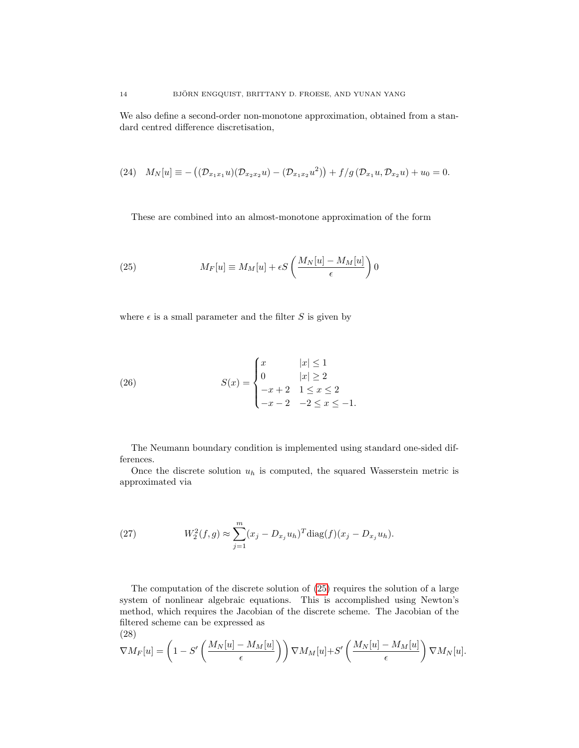We also define a second-order non-monotone approximation, obtained from a standard centred difference discretisation,

$$M_N[u] \equiv -\left((\mathcal{D}_{x_1x_1}u)(\mathcal{D}_{x_2x_2}u) - (\mathcal{D}_{x_1x_2}u^2)\right) + f/g\left(\mathcal{D}_{x_1}u, \mathcal{D}_{x_2}u\right) + u_0 = 0. \tag{24}$$

These are combined into an almost-monotone approximation of the form

$$M_F[u] \equiv M_M[u] + \epsilon S\left(\frac{M_N[u] - M_M[u]}{\epsilon}\right) 0 \tag{25}$$

where $\epsilon$ is a small parameter and the filter $S$ is given by

$$S(x) = \begin{cases} x & |x| \le 1 \\ 0 & |x| \ge 2 \\ -x+2 & 1 \le x \le 2 \\ -x-2 & -2 \le x \le -1. \end{cases} \tag{26}$$

The Neumann boundary condition is implemented using standard one-sided differences.

Once the discrete solution $u_h$ is computed, the squared Wasserstein metric is approximated via

$$W_2^2(f,g) \approx \sum_{j=1}^{m} (x_j - D_{x_j}u_h)^T \text{diag}(f)(x_j - D_{x_j}u_h). \tag{27}$$

The computation of the discrete solution of (25) requires the solution of a large system of nonlinear algebraic equations. This is accomplished using Newton's method, which requires the Jacobian of the discrete scheme. The Jacobian of the filtered scheme can be expressed as

$$\nabla M_F[u] = \left(1 - S'\left(\frac{M_N[u] - M_M[u]}{\epsilon}\right)\right)\nabla M_M[u] + S'\left(\frac{M_N[u] - M_M[u]}{\epsilon}\right)\nabla M_N[u]. \tag{28}$$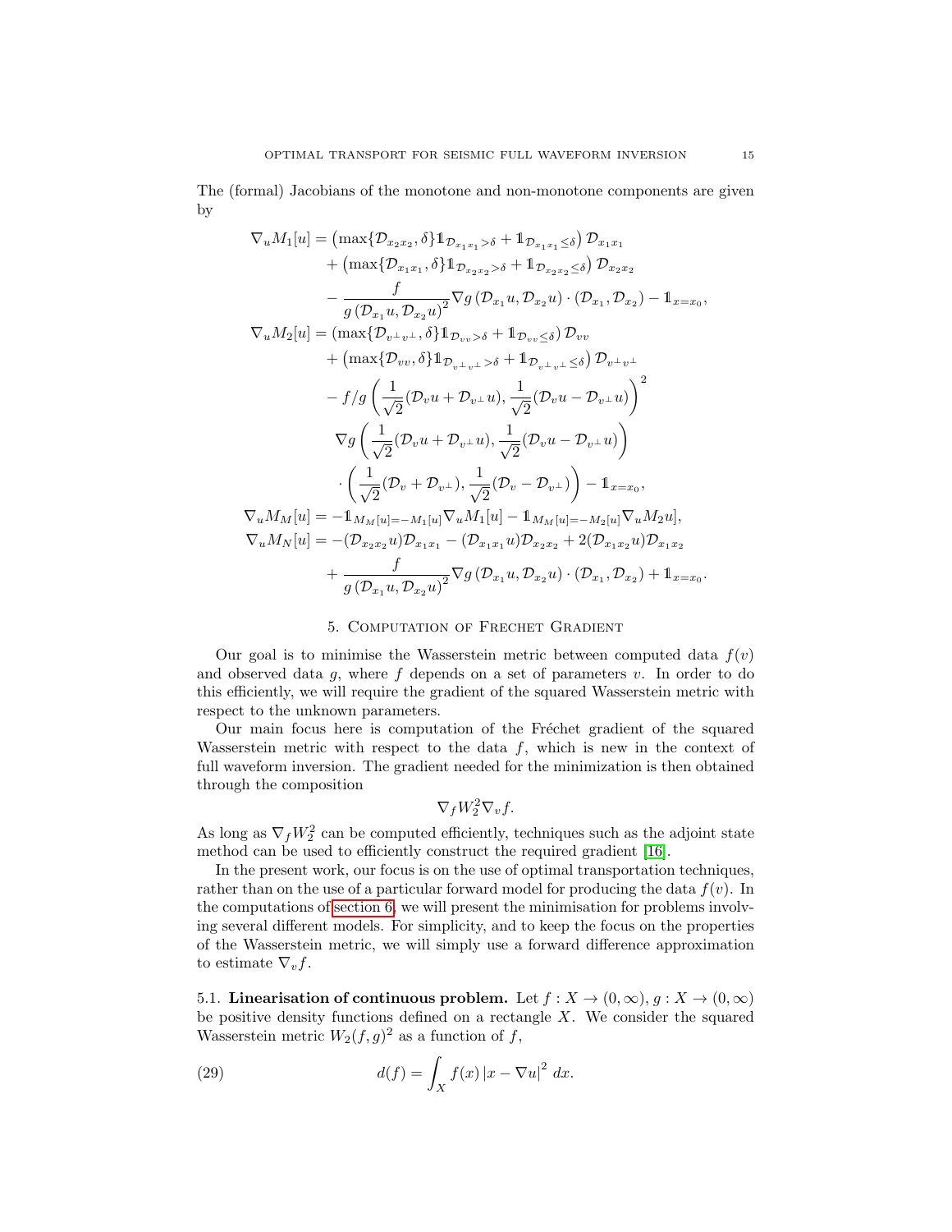The (formal) Jacobians of the monotone and non-monotone components are given by

$$
\begin{aligned}
\nabla_u M_1[u] &= \left(\max\{\mathcal{D}_{x_2x_2}, \delta\}\mathbb{1}_{\mathcal{D}_{x_1x_1}>\delta} + \mathbb{1}_{\mathcal{D}_{x_1x_1}\leq\delta}\right)\mathcal{D}_{x_1x_1} \\
&\quad + \left(\max\{\mathcal{D}_{x_1x_1}, \delta\}\mathbb{1}_{\mathcal{D}_{x_2x_2}>\delta} + \mathbb{1}_{\mathcal{D}_{x_2x_2}\leq\delta}\right)\mathcal{D}_{x_2x_2} \\
&\quad - \frac{f}{g\left(\mathcal{D}_{x_1}u, \mathcal{D}_{x_2}u\right)^2}\nabla g\left(\mathcal{D}_{x_1}u, \mathcal{D}_{x_2}u\right)\cdot\left(\mathcal{D}_{x_1}, \mathcal{D}_{x_2}\right) - \mathbb{1}_{x=x_0}, \\
\nabla_u M_2[u] &= \left(\max\{\mathcal{D}_{v^\perp v^\perp}, \delta\}\mathbb{1}_{\mathcal{D}_{vv}>\delta} + \mathbb{1}_{\mathcal{D}_{vv}\leq\delta}\right)\mathcal{D}_{vv} \\
&\quad + \left(\max\{\mathcal{D}_{vv}, \delta\}\mathbb{1}_{\mathcal{D}_{v^\perp v^\perp}>\delta} + \mathbb{1}_{\mathcal{D}_{v^\perp v^\perp}\leq\delta}\right)\mathcal{D}_{v^\perp v^\perp} \\
&\quad - f/g\left(\frac{1}{\sqrt{2}}(\mathcal{D}_v u + \mathcal{D}_{v^\perp}u), \frac{1}{\sqrt{2}}(\mathcal{D}_v u - \mathcal{D}_{v^\perp}u)\right)^2 \\
&\qquad \nabla g\left(\frac{1}{\sqrt{2}}(\mathcal{D}_v u + \mathcal{D}_{v^\perp}u), \frac{1}{\sqrt{2}}(\mathcal{D}_v u - \mathcal{D}_{v^\perp}u)\right) \\
&\qquad \cdot\left(\frac{1}{\sqrt{2}}(\mathcal{D}_v + \mathcal{D}_{v^\perp}), \frac{1}{\sqrt{2}}(\mathcal{D}_v - \mathcal{D}_{v^\perp})\right) - \mathbb{1}_{x=x_0}, \\
\nabla_u M_M[u] &= -\mathbb{1}_{M_M[u]=-M_1[u]}\nabla_u M_1[u] - \mathbb{1}_{M_M[u]=-M_2[u]}\nabla_u M_2 u], \\
\nabla_u M_N[u] &= -(\mathcal{D}_{x_2x_2}u)\mathcal{D}_{x_1x_1} - (\mathcal{D}_{x_1x_1}u)\mathcal{D}_{x_2x_2} + 2(\mathcal{D}_{x_1x_2}u)\mathcal{D}_{x_1x_2} \\
&\quad + \frac{f}{g\left(\mathcal{D}_{x_1}u, \mathcal{D}_{x_2}u\right)^2}\nabla g\left(\mathcal{D}_{x_1}u, \mathcal{D}_{x_2}u\right)\cdot\left(\mathcal{D}_{x_1}, \mathcal{D}_{x_2}\right) + \mathbb{1}_{x=x_0}.
\end{aligned}
$$

## 5. Computation of Frechet Gradient

Our goal is to minimise the Wasserstein metric between computed data $f(v)$ and observed data $g$, where $f$ depends on a set of parameters $v$. In order to do this efficiently, we will require the gradient of the squared Wasserstein metric with respect to the unknown parameters.

Our main focus here is computation of the Fréchet gradient of the squared Wasserstein metric with respect to the data $f$, which is new in the context of full waveform inversion. The gradient needed for the minimization is then obtained through the composition

$$\nabla_f W_2^2 \nabla_v f.$$

As long as $\nabla_f W_2^2$ can be computed efficiently, techniques such as the adjoint state method can be used to efficiently construct the required gradient [16].

In the present work, our focus is on the use of optimal transportation techniques, rather than on the use of a particular forward model for producing the data $f(v)$. In the computations of section 6, we will present the minimisation for problems involving several different models. For simplicity, and to keep the focus on the properties of the Wasserstein metric, we will simply use a forward difference approximation to estimate $\nabla_v f$.

**5.1. Linearisation of continuous problem.** Let $f : X \to (0, \infty)$, $g : X \to (0, \infty)$ be positive density functions defined on a rectangle $X$. We consider the squared Wasserstein metric $W_2(f, g)^2$ as a function of $f$,

$$d(f) = \int_X f(x)\,|x - \nabla u|^2\,dx. \tag{29}$$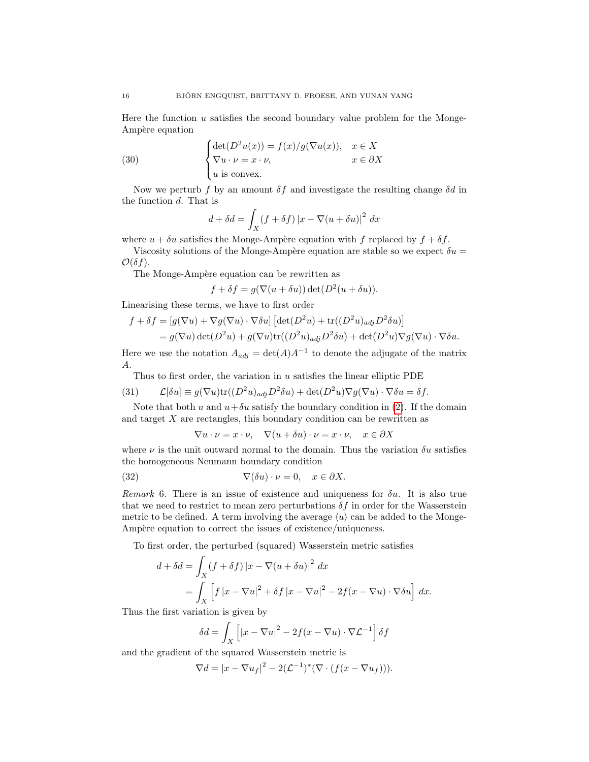Here the function $u$ satisfies the second boundary value problem for the Monge-Ampère equation

$$
\begin{cases}
\det(D^2 u(x)) = f(x)/g(\nabla u(x)), & x \in X \\
\nabla u \cdot \nu = x \cdot \nu, & x \in \partial X \\
u \text{ is convex.}
\end{cases}
\tag{30}
$$

Now we perturb $f$ by an amount $\delta f$ and investigate the resulting change $\delta d$ in the function $d$. That is

$$
d + \delta d = \int_X (f + \delta f) \left| x - \nabla (u + \delta u) \right|^2 \, dx
$$

where $u + \delta u$ satisfies the Monge-Ampère equation with $f$ replaced by $f + \delta f$.

Viscosity solutions of the Monge-Ampère equation are stable so we expect $\delta u = \mathcal{O}(\delta f)$.

The Monge-Ampère equation can be rewritten as

$$
f + \delta f = g(\nabla(u + \delta u)) \det(D^2(u + \delta u)).
$$

Linearising these terms, we have to first order

$$
\begin{aligned}
f + \delta f &= \left[ g(\nabla u) + \nabla g(\nabla u) \cdot \nabla \delta u \right] \left[ \det(D^2 u) + \text{tr}((D^2 u)_{adj} D^2 \delta u) \right] \\
&= g(\nabla u) \det(D^2 u) + g(\nabla u) \text{tr}((D^2 u)_{adj} D^2 \delta u) + \det(D^2 u) \nabla g(\nabla u) \cdot \nabla \delta u.
\end{aligned}
$$

Here we use the notation $A_{adj} = \det(A) A^{-1}$ to denote the adjugate of the matrix $A$.

Thus to first order, the variation in $u$ satisfies the linear elliptic PDE

$$
\mathcal{L}[\delta u] \equiv g(\nabla u) \text{tr}((D^2 u)_{adj} D^2 \delta u) + \det(D^2 u) \nabla g(\nabla u) \cdot \nabla \delta u = \delta f. \tag{31}
$$

Note that both $u$ and $u + \delta u$ satisfy the boundary condition in (2). If the domain and target $X$ are rectangles, this boundary condition can be rewritten as

$$
\nabla u \cdot \nu = x \cdot \nu, \quad \nabla(u + \delta u) \cdot \nu = x \cdot \nu, \quad x \in \partial X
$$

where $\nu$ is the unit outward normal to the domain. Thus the variation $\delta u$ satisfies the homogeneous Neumann boundary condition

$$
\nabla(\delta u) \cdot \nu = 0, \quad x \in \partial X. \tag{32}
$$

*Remark* 6. There is an issue of existence and uniqueness for $\delta u$. It is also true that we need to restrict to mean zero perturbations $\delta f$ in order for the Wasserstein metric to be defined. A term involving the average $\langle u \rangle$ can be added to the Monge-Ampère equation to correct the issues of existence/uniqueness.

To first order, the perturbed (squared) Wasserstein metric satisfies

$$
\begin{aligned}
d + \delta d &= \int_X (f + \delta f) \left| x - \nabla(u + \delta u) \right|^2 \, dx \\
&= \int_X \left[ f \left| x - \nabla u \right|^2 + \delta f \left| x - \nabla u \right|^2 - 2 f (x - \nabla u) \cdot \nabla \delta u \right] \, dx.
\end{aligned}
$$

Thus the first variation is given by

$$
\delta d = \int_X \left[ \left| x - \nabla u \right|^2 - 2 f (x - \nabla u) \cdot \nabla \mathcal{L}^{-1} \right] \delta f
$$

and the gradient of the squared Wasserstein metric is

$$
\nabla d = \left| x - \nabla u_f \right|^2 - 2 (\mathcal{L}^{-1})^* (\nabla \cdot (f (x - \nabla u_f))).
$$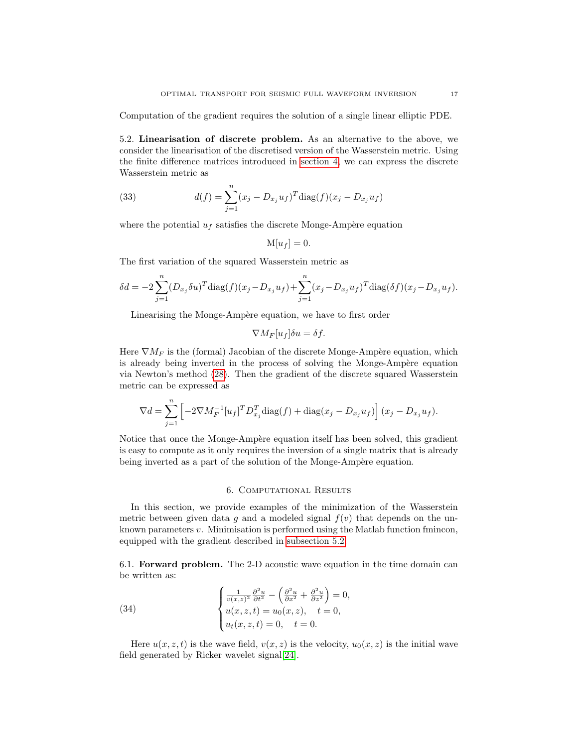Computation of the gradient requires the solution of a single linear elliptic PDE.

5.2. **Linearisation of discrete problem.** As an alternative to the above, we consider the linearisation of the discretised version of the Wasserstein metric. Using the finite difference matrices introduced in section 4, we can express the discrete Wasserstein metric as

$$d(f) = \sum_{j=1}^{n} (x_j - D_{x_j} u_f)^T \text{diag}(f)(x_j - D_{x_j} u_f) \tag{33}$$

where the potential $u_f$ satisfies the discrete Monge-Ampère equation

$$\text{M}[u_f] = 0.$$

The first variation of the squared Wasserstein metric as

$$\delta d = -2 \sum_{j=1}^{n} (D_{x_j} \delta u)^T \text{diag}(f)(x_j - D_{x_j} u_f) + \sum_{j=1}^{n} (x_j - D_{x_j} u_f)^T \text{diag}(\delta f)(x_j - D_{x_j} u_f).$$

Linearising the Monge-Ampère equation, we have to first order

$$\nabla M_F[u_f]\delta u = \delta f.$$

Here $\nabla M_F$ is the (formal) Jacobian of the discrete Monge-Ampère equation, which is already being inverted in the process of solving the Monge-Ampère equation via Newton's method (28). Then the gradient of the discrete squared Wasserstein metric can be expressed as

$$\nabla d = \sum_{j=1}^{n} \left[ -2 \nabla M_F^{-1}[u_f]^T D_{x_j}^T \text{diag}(f) + \text{diag}(x_j - D_{x_j} u_f) \right] (x_j - D_{x_j} u_f).$$

Notice that once the Monge-Ampère equation itself has been solved, this gradient is easy to compute as it only requires the inversion of a single matrix that is already being inverted as a part of the solution of the Monge-Ampère equation.

## 6. Computational Results

In this section, we provide examples of the minimization of the Wasserstein metric between given data $g$ and a modeled signal $f(v)$ that depends on the unknown parameters $v$. Minimisation is performed using the Matlab function fmincon, equipped with the gradient described in subsection 5.2.

6.1. **Forward problem.** The 2-D acoustic wave equation in the time domain can be written as:

$$\begin{cases} \frac{1}{v(x,z)^2} \frac{\partial^2 u}{\partial t^2} - \left( \frac{\partial^2 u}{\partial x^2} + \frac{\partial^2 u}{\partial z^2} \right) = 0, \\ u(x,z,t) = u_0(x,z), \quad t = 0, \\ u_t(x,z,t) = 0, \quad t = 0. \end{cases} \tag{34}$$

Here $u(x,z,t)$ is the wave field, $v(x,z)$ is the velocity, $u_0(x,z)$ is the initial wave field generated by Ricker wavelet signal [24].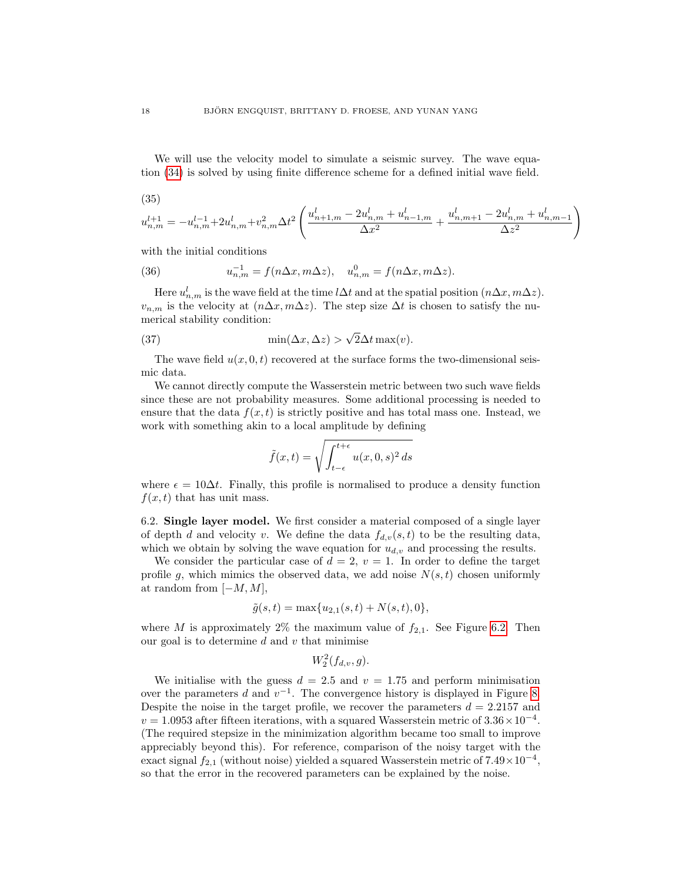We will use the velocity model to simulate a seismic survey. The wave equation (34) is solved by using finite difference scheme for a defined initial wave field.

(35)

$$u^{l+1}_{n,m} = -u^{l-1}_{n,m} + 2u^l_{n,m} + v^2_{n,m}\Delta t^2 \left( \frac{u^l_{n+1,m} - 2u^l_{n,m} + u^l_{n-1,m}}{\Delta x^2} + \frac{u^l_{n,m+1} - 2u^l_{n,m} + u^l_{n,m-1}}{\Delta z^2} \right)$$

with the initial conditions

$$u^{-1}_{n,m} = f(n\Delta x, m\Delta z), \quad u^0_{n,m} = f(n\Delta x, m\Delta z). \tag{36}$$

Here $u^l_{n,m}$ is the wave field at the time $l\Delta t$ and at the spatial position $(n\Delta x, m\Delta z)$. $v_{n,m}$ is the velocity at $(n\Delta x, m\Delta z)$. The step size $\Delta t$ is chosen to satisfy the numerical stability condition:

$$\min(\Delta x, \Delta z) > \sqrt{2}\Delta t \max(v). \tag{37}$$

The wave field $u(x, 0, t)$ recovered at the surface forms the two-dimensional seismic data.

We cannot directly compute the Wasserstein metric between two such wave fields since these are not probability measures. Some additional processing is needed to ensure that the data $f(x, t)$ is strictly positive and has total mass one. Instead, we work with something akin to a local amplitude by defining

$$\tilde{f}(x, t) = \sqrt{\int_{t-\epsilon}^{t+\epsilon} u(x, 0, s)^2 \, ds}$$

where $\epsilon = 10\Delta t$. Finally, this profile is normalised to produce a density function $f(x, t)$ that has unit mass.

6.2. **Single layer model.** We first consider a material composed of a single layer of depth $d$ and velocity $v$. We define the data $f_{d,v}(s, t)$ to be the resulting data, which we obtain by solving the wave equation for $u_{d,v}$ and processing the results.

We consider the particular case of $d = 2$, $v = 1$. In order to define the target profile $g$, which mimics the observed data, we add noise $N(s, t)$ chosen uniformly at random from $[-M, M]$,

$$\tilde{g}(s, t) = \max\{u_{2,1}(s, t) + N(s, t), 0\},$$

where $M$ is approximately 2% the maximum value of $f_{2,1}$. See Figure 6.2. Then our goal is to determine $d$ and $v$ that minimise

$$W_2^2(f_{d,v}, g).$$

We initialise with the guess $d = 2.5$ and $v = 1.75$ and perform minimisation over the parameters $d$ and $v^{-1}$. The convergence history is displayed in Figure 8. Despite the noise in the target profile, we recover the parameters $d = 2.2157$ and $v = 1.0953$ after fifteen iterations, with a squared Wasserstein metric of $3.36 \times 10^{-4}$. (The required stepsize in the minimization algorithm became too small to improve appreciably beyond this). For reference, comparison of the noisy target with the exact signal $f_{2,1}$ (without noise) yielded a squared Wasserstein metric of $7.49 \times 10^{-4}$, so that the error in the recovered parameters can be explained by the noise.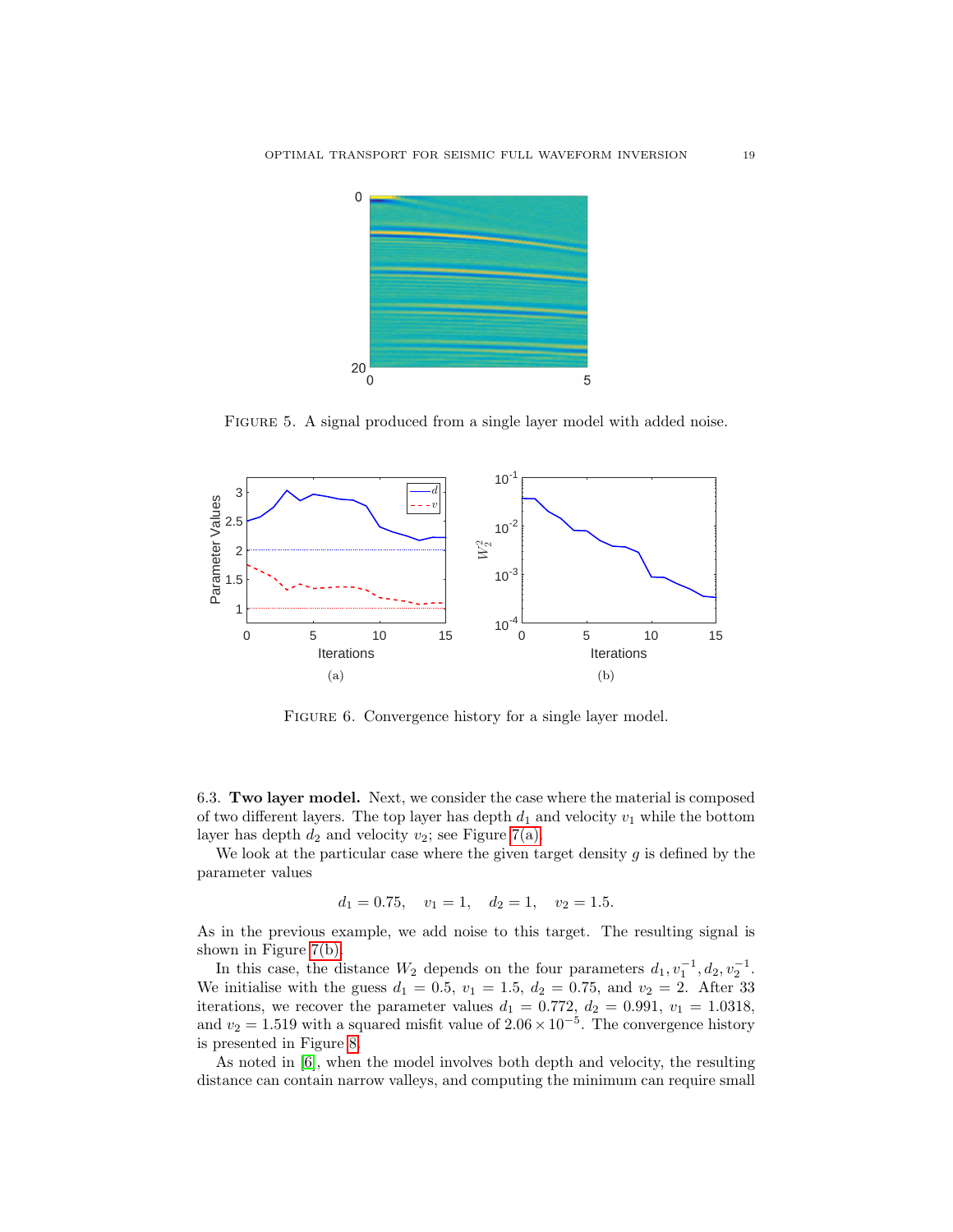FIGURE 5. A signal produced from a single layer model with added noise.

FIGURE 6. Convergence history for a single layer model.

6.3. **Two layer model.** Next, we consider the case where the material is composed of two different layers. The top layer has depth $d_1$ and velocity $v_1$ while the bottom layer has depth $d_2$ and velocity $v_2$; see Figure 7(a).

We look at the particular case where the given target density $g$ is defined by the parameter values

$$d_1 = 0.75, \quad v_1 = 1, \quad d_2 = 1, \quad v_2 = 1.5.$$

As in the previous example, we add noise to this target. The resulting signal is shown in Figure 7(b).

In this case, the distance $W_2$ depends on the four parameters $d_1, v_1^{-1}, d_2, v_2^{-1}$. We initialise with the guess $d_1 = 0.5$, $v_1 = 1.5$, $d_2 = 0.75$, and $v_2 = 2$. After 33 iterations, we recover the parameter values $d_1 = 0.772$, $d_2 = 0.991$, $v_1 = 1.0318$, and $v_2 = 1.519$ with a squared misfit value of $2.06 \times 10^{-5}$. The convergence history is presented in Figure 8.

As noted in [6], when the model involves both depth and velocity, the resulting distance can contain narrow valleys, and computing the minimum can require small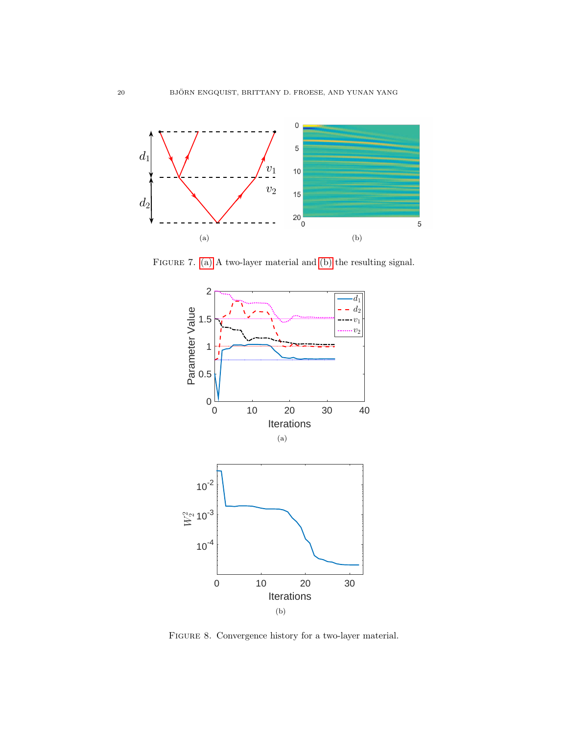(a)

(b)

FIGURE 7. (a) A two-layer material and (b) the resulting signal.

(a)

(b)

FIGURE 8. Convergence history for a two-layer material.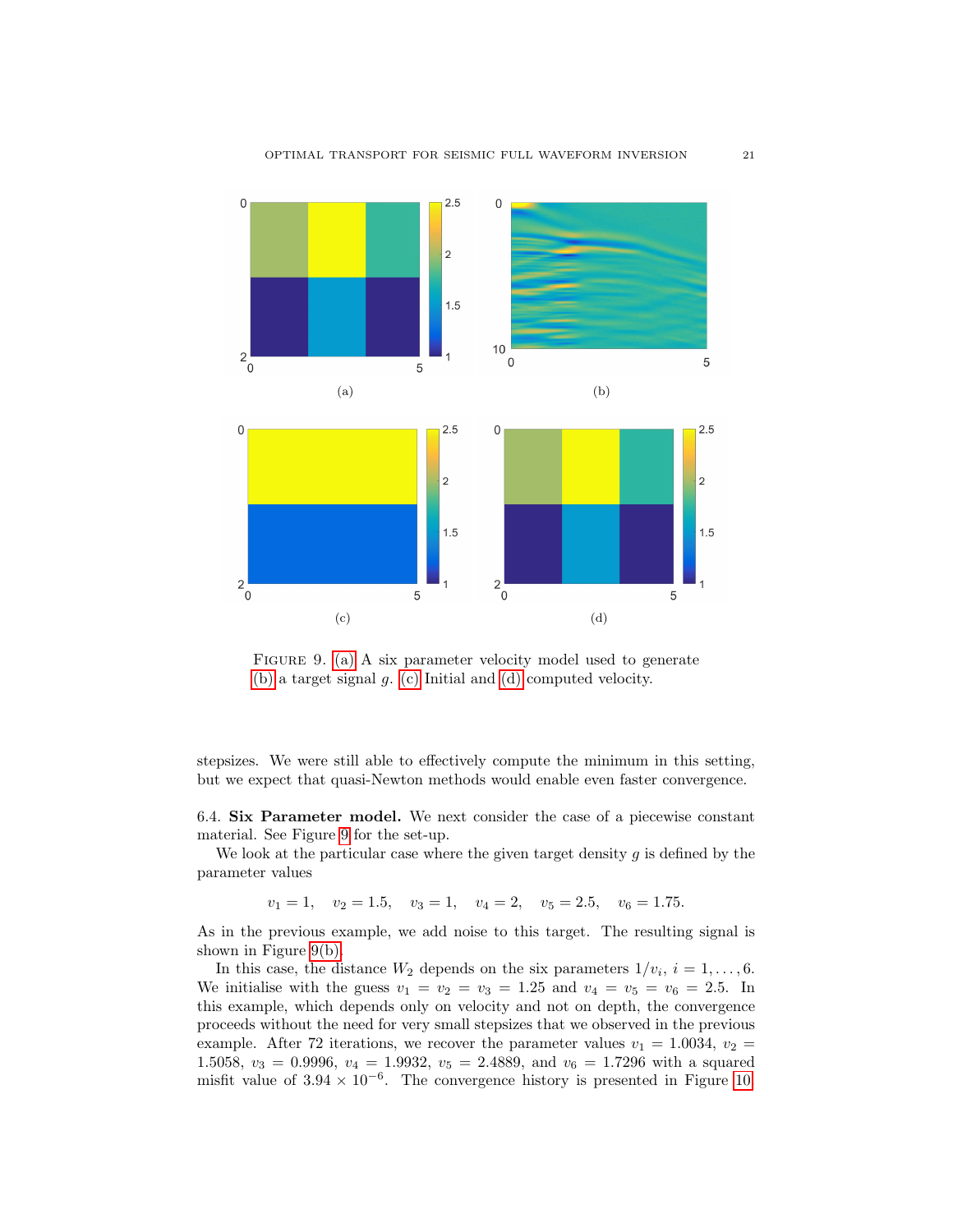FIGURE 9. (a) A six parameter velocity model used to generate (b) a target signal $g$. (c) Initial and (d) computed velocity.

stepsizes. We were still able to effectively compute the minimum in this setting, but we expect that quasi-Newton methods would enable even faster convergence.

### 6.4. Six Parameter model.

We next consider the case of a piecewise constant material. See Figure 9 for the set-up.

We look at the particular case where the given target density $g$ is defined by the parameter values

$$v_1 = 1, \quad v_2 = 1.5, \quad v_3 = 1, \quad v_4 = 2, \quad v_5 = 2.5, \quad v_6 = 1.75.$$

As in the previous example, we add noise to this target. The resulting signal is shown in Figure 9(b).

In this case, the distance $W_2$ depends on the six parameters $1/v_i$, $i = 1, \ldots, 6$. We initialise with the guess $v_1 = v_2 = v_3 = 1.25$ and $v_4 = v_5 = v_6 = 2.5$. In this example, which depends only on velocity and not on depth, the convergence proceeds without the need for very small stepsizes that we observed in the previous example. After 72 iterations, we recover the parameter values $v_1 = 1.0034$, $v_2 = 1.5058$, $v_3 = 0.9996$, $v_4 = 1.9932$, $v_5 = 2.4889$, and $v_6 = 1.7296$ with a squared misfit value of $3.94 \times 10^{-6}$. The convergence history is presented in Figure 10.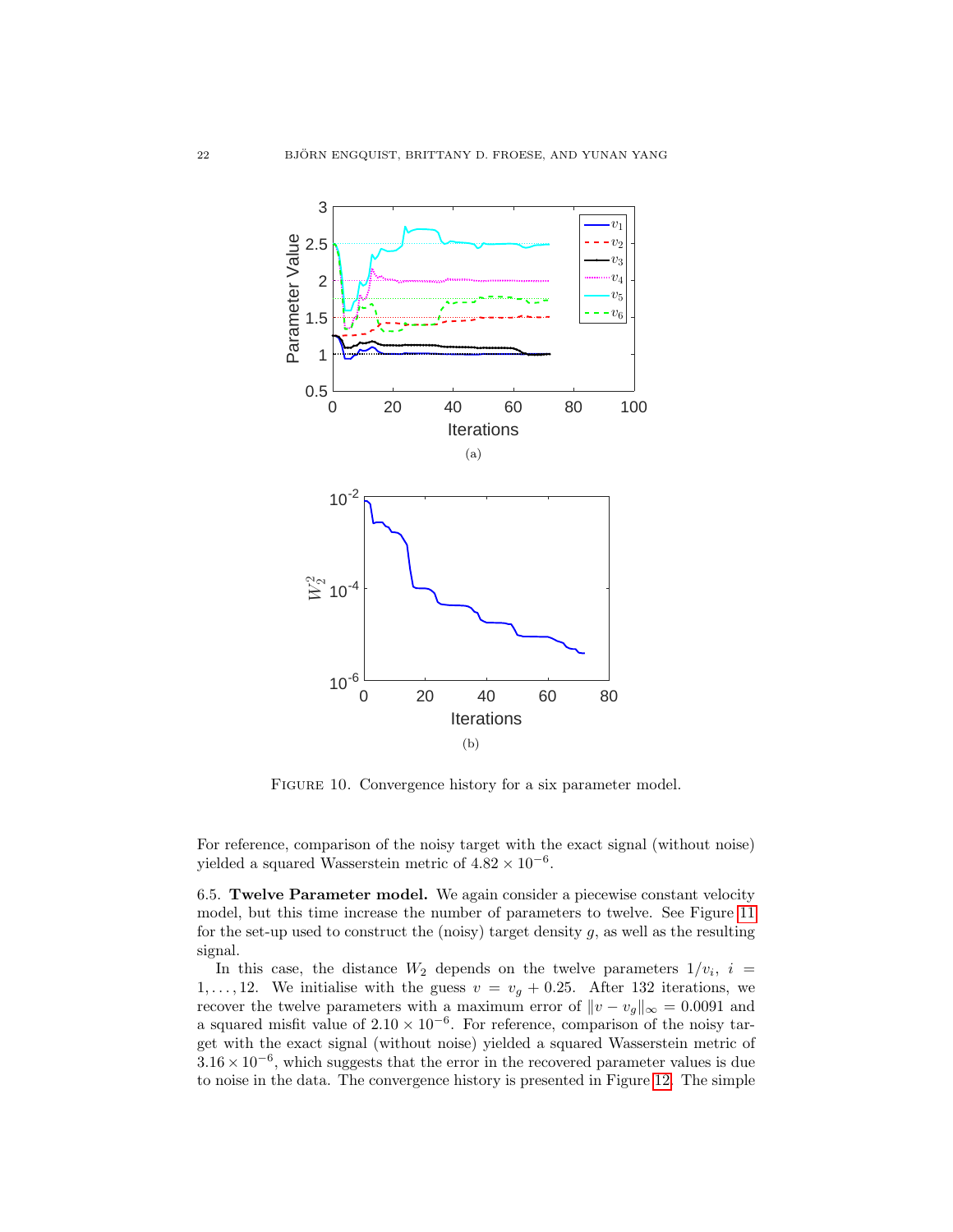(a)

(b)

FIGURE 10. Convergence history for a six parameter model.

For reference, comparison of the noisy target with the exact signal (without noise) yielded a squared Wasserstein metric of $4.82 \times 10^{-6}$.

6.5. **Twelve Parameter model.** We again consider a piecewise constant velocity model, but this time increase the number of parameters to twelve. See Figure 11 for the set-up used to construct the (noisy) target density $g$, as well as the resulting signal.

In this case, the distance $W_2$ depends on the twelve parameters $1/v_i$, $i = 1, \ldots, 12$. We initialise with the guess $v = v_g + 0.25$. After 132 iterations, we recover the twelve parameters with a maximum error of $\|v - v_g\|_\infty = 0.0091$ and a squared misfit value of $2.10 \times 10^{-6}$. For reference, comparison of the noisy target with the exact signal (without noise) yielded a squared Wasserstein metric of $3.16 \times 10^{-6}$, which suggests that the error in the recovered parameter values is due to noise in the data. The convergence history is presented in Figure 12. The simple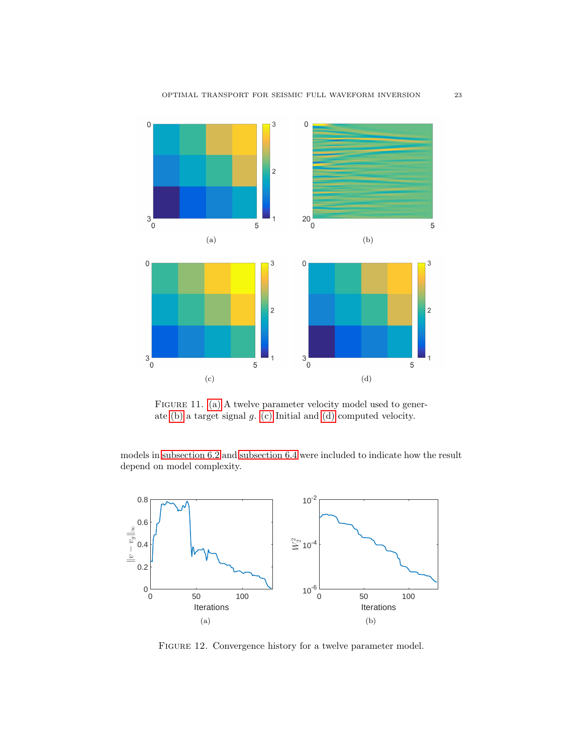FIGURE 11. (a) A twelve parameter velocity model used to generate (b) a target signal $g$. (c) Initial and (d) computed velocity.

models in subsection 6.2 and subsection 6.4 were included to indicate how the result depend on model complexity.

FIGURE 12. Convergence history for a twelve parameter model.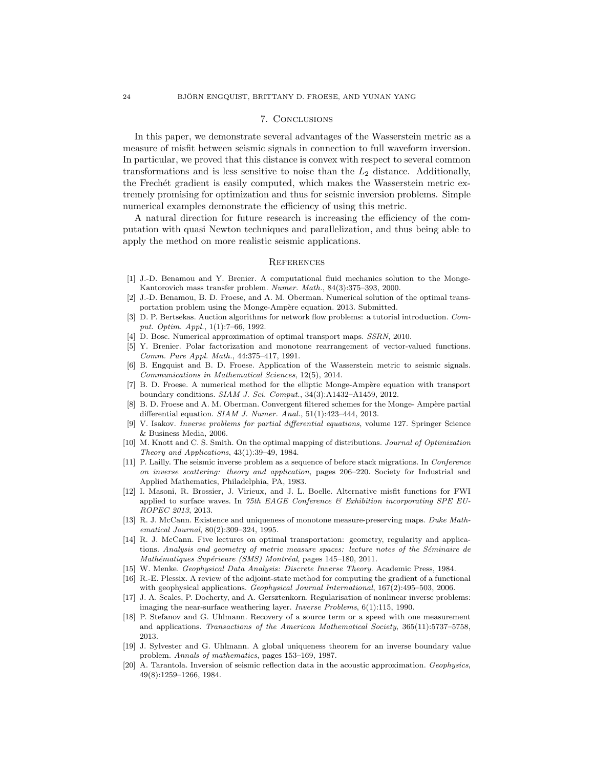## 7. Conclusions

In this paper, we demonstrate several advantages of the Wasserstein metric as a measure of misfit between seismic signals in connection to full waveform inversion. In particular, we proved that this distance is convex with respect to several common transformations and is less sensitive to noise than the $L_2$ distance. Additionally, the Frechét gradient is easily computed, which makes the Wasserstein metric extremely promising for optimization and thus for seismic inversion problems. Simple numerical examples demonstrate the efficiency of using this metric.

A natural direction for future research is increasing the efficiency of the computation with quasi Newton techniques and parallelization, and thus being able to apply the method on more realistic seismic applications.

## References

[1] J.-D. Benamou and Y. Brenier. A computational fluid mechanics solution to the Monge-Kantorovich mass transfer problem. *Numer. Math.*, 84(3):375–393, 2000.

[2] J.-D. Benamou, B. D. Froese, and A. M. Oberman. Numerical solution of the optimal transportation problem using the Monge-Ampère equation. 2013. Submitted.

[3] D. P. Bertsekas. Auction algorithms for network flow problems: a tutorial introduction. *Comput. Optim. Appl.*, 1(1):7–66, 1992.

[4] D. Bosc. Numerical approximation of optimal transport maps. *SSRN*, 2010.

[5] Y. Brenier. Polar factorization and monotone rearrangement of vector-valued functions. *Comm. Pure Appl. Math.*, 44:375–417, 1991.

[6] B. Engquist and B. D. Froese. Application of the Wasserstein metric to seismic signals. *Communications in Mathematical Sciences*, 12(5), 2014.

[7] B. D. Froese. A numerical method for the elliptic Monge-Ampère equation with transport boundary conditions. *SIAM J. Sci. Comput.*, 34(3):A1432–A1459, 2012.

[8] B. D. Froese and A. M. Oberman. Convergent filtered schemes for the Monge- Ampère partial differential equation. *SIAM J. Numer. Anal.*, 51(1):423–444, 2013.

[9] V. Isakov. *Inverse problems for partial differential equations*, volume 127. Springer Science & Business Media, 2006.

[10] M. Knott and C. S. Smith. On the optimal mapping of distributions. *Journal of Optimization Theory and Applications*, 43(1):39–49, 1984.

[11] P. Lailly. The seismic inverse problem as a sequence of before stack migrations. In *Conference on inverse scattering: theory and application*, pages 206–220. Society for Industrial and Applied Mathematics, Philadelphia, PA, 1983.

[12] I. Masoni, R. Brossier, J. Virieux, and J. L. Boelle. Alternative misfit functions for FWI applied to surface waves. In *75th EAGE Conference & Exhibition incorporating SPE EUROPEC 2013*, 2013.

[13] R. J. McCann. Existence and uniqueness of monotone measure-preserving maps. *Duke Mathematical Journal*, 80(2):309–324, 1995.

[14] R. J. McCann. Five lectures on optimal transportation: geometry, regularity and applications. *Analysis and geometry of metric measure spaces: lecture notes of the Séminaire de Mathématiques Supérieure (SMS) Montréal*, pages 145–180, 2011.

[15] W. Menke. *Geophysical Data Analysis: Discrete Inverse Theory*. Academic Press, 1984.

[16] R.-E. Plessix. A review of the adjoint-state method for computing the gradient of a functional with geophysical applications. *Geophysical Journal International*, 167(2):495–503, 2006.

[17] J. A. Scales, P. Docherty, and A. Gersztenkorn. Regularisation of nonlinear inverse problems: imaging the near-surface weathering layer. *Inverse Problems*, 6(1):115, 1990.

[18] P. Stefanov and G. Uhlmann. Recovery of a source term or a speed with one measurement and applications. *Transactions of the American Mathematical Society*, 365(11):5737–5758, 2013.

[19] J. Sylvester and G. Uhlmann. A global uniqueness theorem for an inverse boundary value problem. *Annals of mathematics*, pages 153–169, 1987.

[20] A. Tarantola. Inversion of seismic reflection data in the acoustic approximation. *Geophysics*, 49(8):1259–1266, 1984.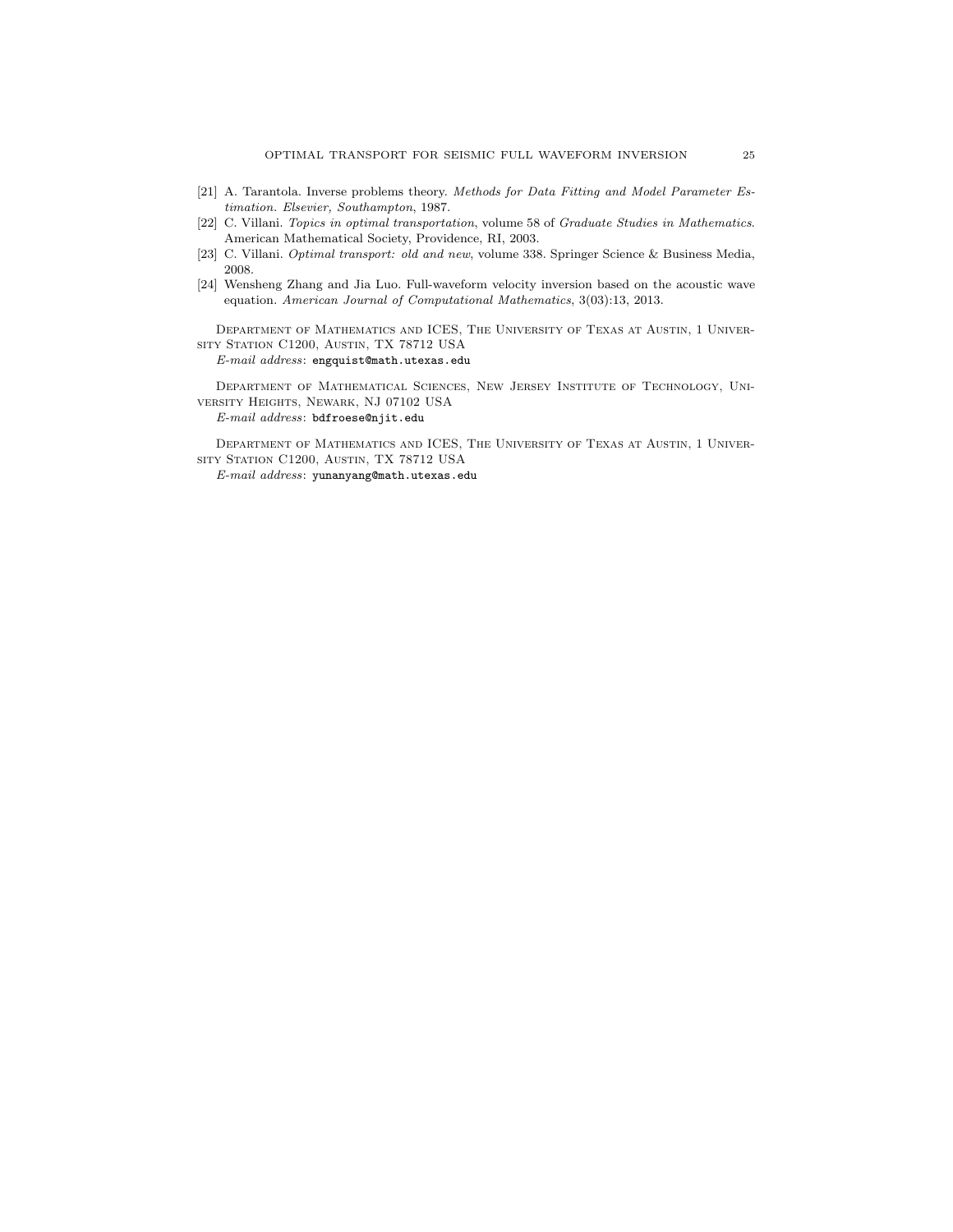[21] A. Tarantola. Inverse problems theory. *Methods for Data Fitting and Model Parameter Estimation. Elsevier, Southampton*, 1987.

[22] C. Villani. *Topics in optimal transportation*, volume 58 of *Graduate Studies in Mathematics*. American Mathematical Society, Providence, RI, 2003.

[23] C. Villani. *Optimal transport: old and new*, volume 338. Springer Science & Business Media, 2008.

[24] Wensheng Zhang and Jia Luo. Full-waveform velocity inversion based on the acoustic wave equation. *American Journal of Computational Mathematics*, 3(03):13, 2013.

Department of Mathematics and ICES, The University of Texas at Austin, 1 University Station C1200, Austin, TX 78712 USA
*E-mail address*: engquist@math.utexas.edu

Department of Mathematical Sciences, New Jersey Institute of Technology, University Heights, Newark, NJ 07102 USA
*E-mail address*: bdfroese@njit.edu

Department of Mathematics and ICES, The University of Texas at Austin, 1 University Station C1200, Austin, TX 78712 USA
*E-mail address*: yunanyang@math.utexas.edu